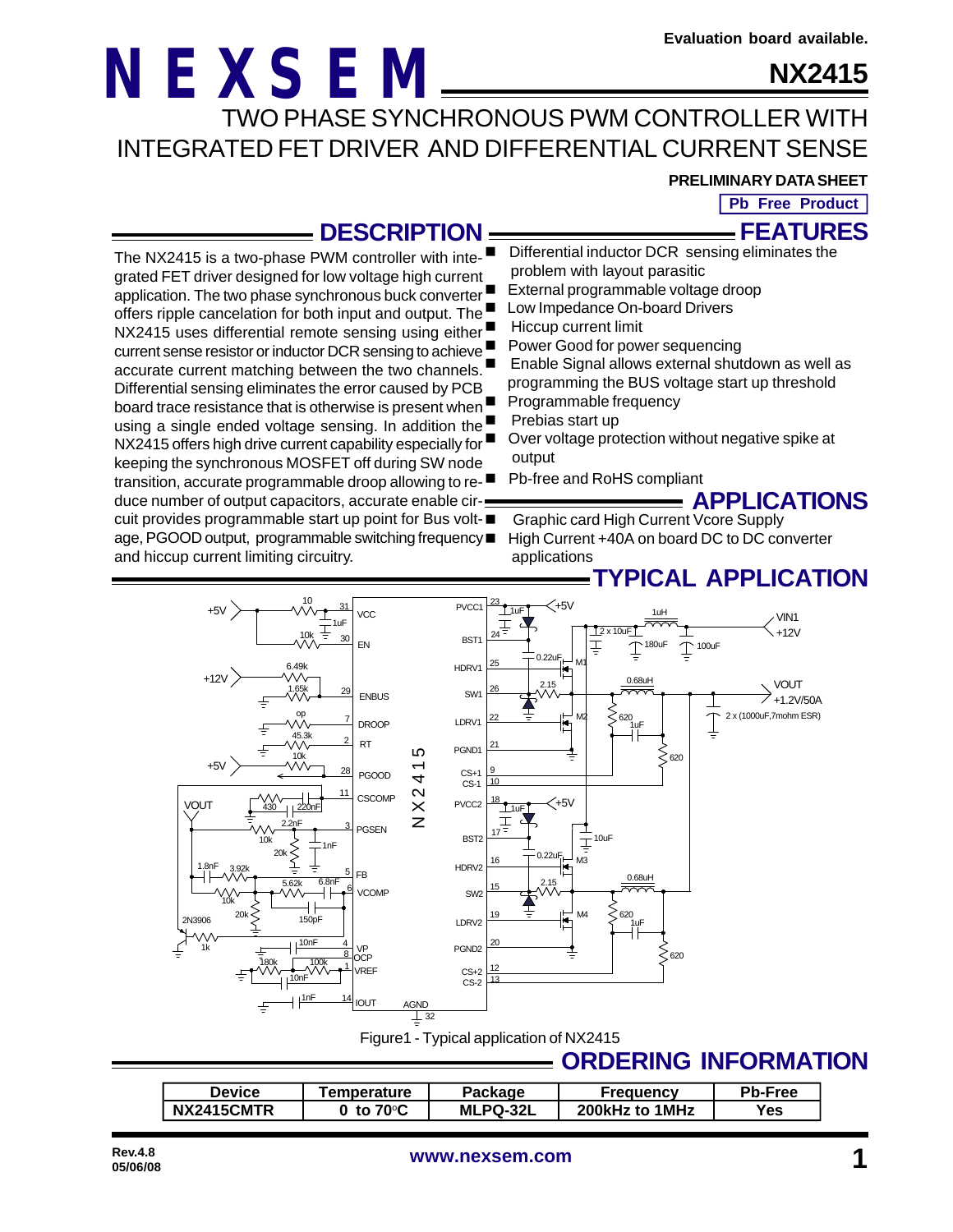Evaluation board available.

# NEXSEM

## NX2415

# TWO PHASE SYNCHRONOUS PWM CONTROLLER WITH INTEGRATED FET DRIVER AND DIFFERENTIAL CURRENT SENSE

**PRELIMINARY DATA SHEET**

**Pb Free Product**

## DESCRIPTION

The NX2415 is a two-phase PWM controller with integrated FET driver designed for low voltage high current application. The two phase synchronous buck converter offers ripple cancelation for both input and output. The NX2415 uses differential remote sensing using either current sense resistor or inductor DCR sensing to achieve accurate current matching between the two channels. Differential sensing eliminates the error caused by PCB board trace resistance that is otherwise is present when using a single ended voltage sensing. In addition the NX2415 offers high drive current capability especially for keeping the synchronous MOSFET off during SW node transition, accurate programmable droop allowing to reduce number of output capacitors, accurate enable circuit provides programmable start up point for Bus voltage, PGOOD output, programmable switching frequency and hiccup current limiting circuitry.

## FEATURES

- Differential inductor DCR sensing eliminates the problem with layout parasitic
- External programmable voltage droop
- Low Impedance On-board Drivers
- Hiccup current limit
- Power Good for power sequencing
- Enable Signal allows external shutdown as well as programming the BUS voltage start up threshold
- Programmable frequency
- Prebias start up
- Over voltage protection without negative spike at output
- Pb-free and RoHS compliant

## APPLICATIONS

- Graphic card High Current Vcore Supply
- High Current +40A on board DC to DC converter applications

## TYPICAL APPLICATION

Figure1 - Typical application of NX2415

## ORDERING INFORMATION

| Device | Temperature | Package | Frequency | Pb-Free |
|---|---|---|---|---|
| NX2415CMTR | 0 to 70°C | MLPQ-32L | 200kHz to 1MHz | Yes |

Rev.4.8
05/06/08

www.nexsem.com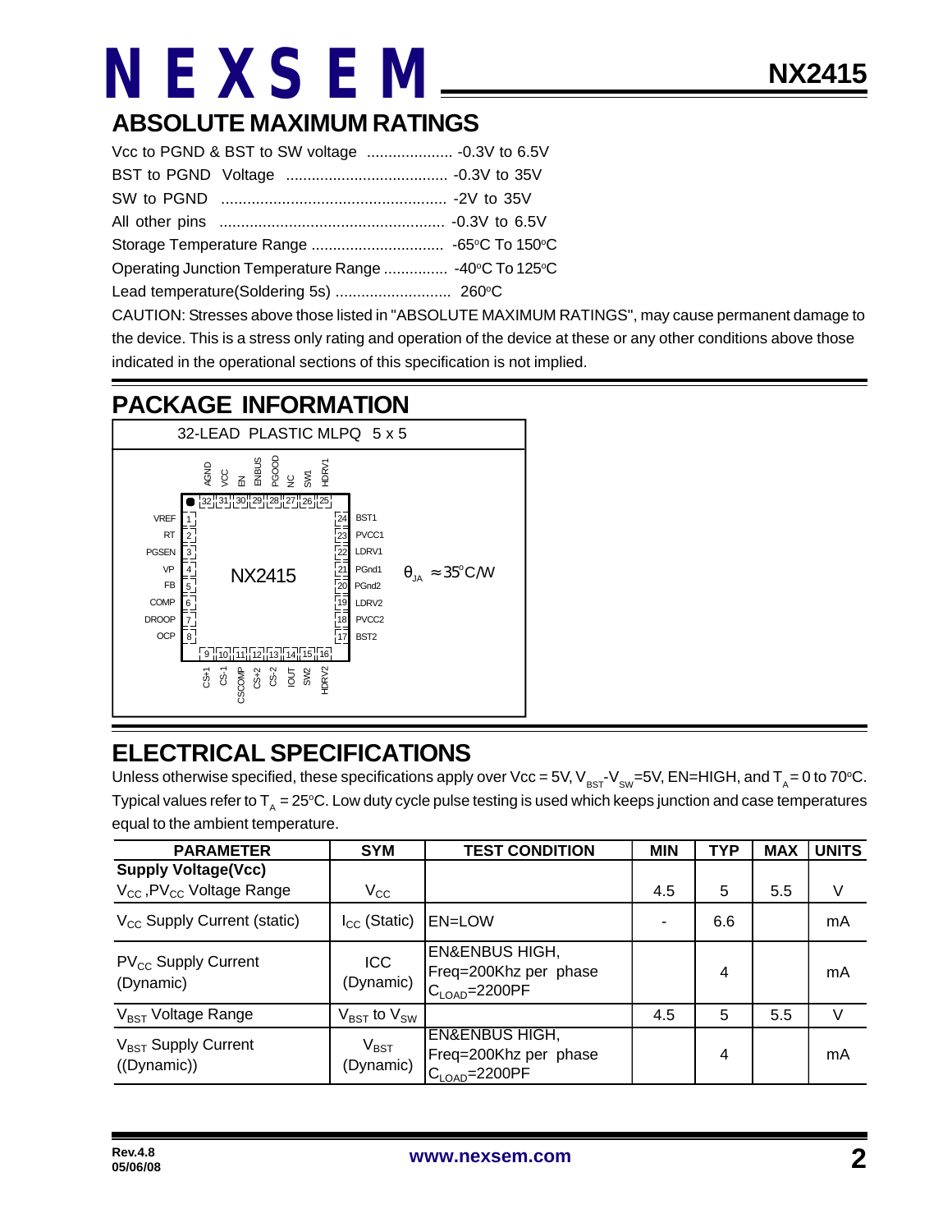## ABSOLUTE MAXIMUM RATINGS

Vcc to PGND & BST to SW voltage .................... -0.3V to 6.5V

BST to PGND Voltage ...................................... -0.3V to 35V

SW to PGND .................................................... -2V to 35V

All other pins .................................................... -0.3V to 6.5V

Storage Temperature Range ............................... -65°C To 150°C

Operating Junction Temperature Range ............... -40°C To 125°C

Lead temperature(Soldering 5s) ........................... 260°C

CAUTION: Stresses above those listed in "ABSOLUTE MAXIMUM RATINGS", may cause permanent damage to the device. This is a stress only rating and operation of the device at these or any other conditions above those indicated in the operational sections of this specification is not implied.

## PACKAGE INFORMATION

32-LEAD PLASTIC MLPQ 5 x 5

NX2415

| Pin | Name | Pin | Name |
|---|---|---|---|
| 1 | VREF | 17 | BST2 |
| 2 | RT | 18 | PVCC2 |
| 3 | PGSEN | 19 | LDRV2 |
| 4 | VP | 20 | PGnd2 |
| 5 | FB | 21 | PGnd1 |
| 6 | COMP | 22 | LDRV1 |
| 7 | DROOP | 23 | PVCC1 |
| 8 | OCP | 24 | BST1 |
| 9 | CS+1 | 25 | HDRV1 |
| 10 | CS-1 | 26 | SW1 |
| 11 | CSCOMP | 27 | NC |
| 12 | CS+2 | 28 | PGOOD |
| 13 | CS-2 | 29 | ENBUS |
| 14 | IOUT | 30 | EN |
| 15 | SW2 | 31 | VCC |
| 16 | HDRV2 | 32 | AGND |

$\theta_{JA} \approx 35^{o}C/W$

## ELECTRICAL SPECIFICATIONS

Unless otherwise specified, these specifications apply over Vcc = 5V, $V_{BST}$-$V_{SW}$=5V, EN=HIGH, and $T_A$ = 0 to 70°C. Typical values refer to $T_A$ = 25°C. Low duty cycle pulse testing is used which keeps junction and case temperatures equal to the ambient temperature.

| PARAMETER | SYM | TEST CONDITION | MIN | TYP | MAX | UNITS |
|---|---|---|---|---|---|---|
| **Supply Voltage(Vcc)** | | | | | | |
| $V_{CC}$ ,$PV_{CC}$ Voltage Range | $V_{CC}$ | | 4.5 | 5 | 5.5 | V |
| $V_{CC}$ Supply Current (static) | $I_{CC}$ (Static) | EN=LOW | - | 6.6 | | mA |
| $PV_{CC}$ Supply Current (Dynamic) | ICC (Dynamic) | EN&ENBUS HIGH, Freq=200Khz per phase $C_{LOAD}$=2200PF | | 4 | | mA |
| $V_{BST}$ Voltage Range | $V_{BST}$ to $V_{SW}$ | | 4.5 | 5 | 5.5 | V |
| $V_{BST}$ Supply Current ((Dynamic)) | $V_{BST}$ (Dynamic) | EN&ENBUS HIGH, Freq=200Khz per phase $C_{LOAD}$=2200PF | | 4 | | mA |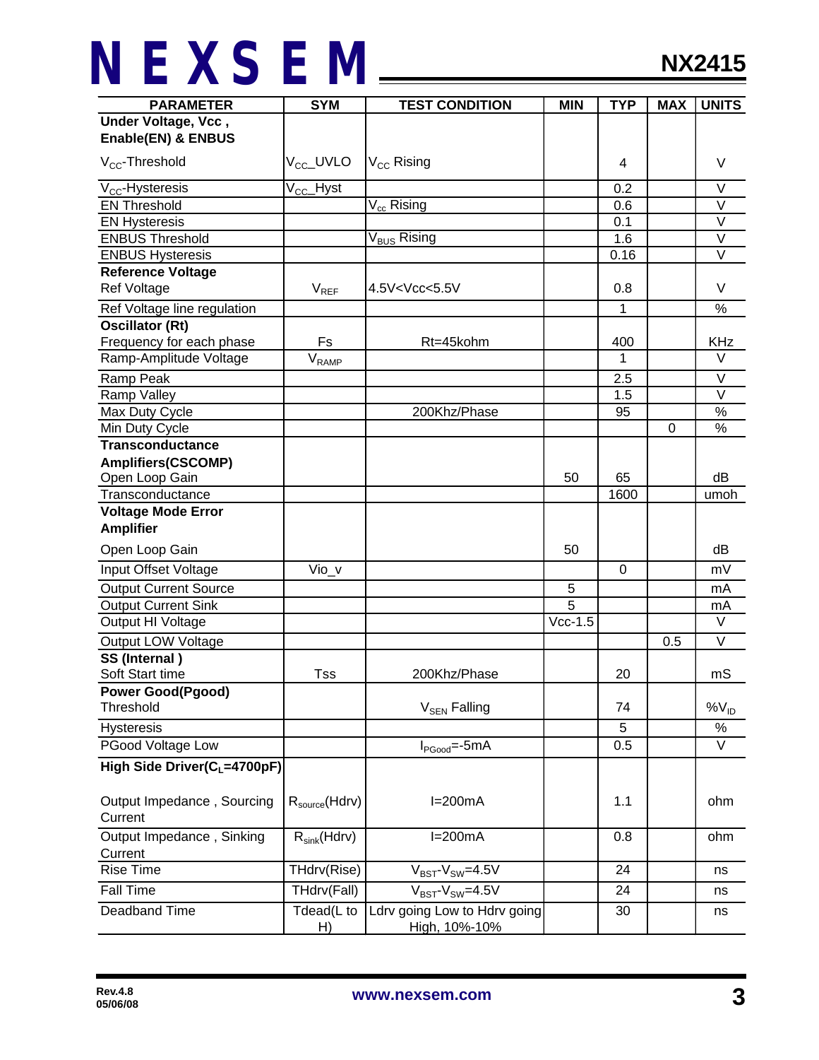| PARAMETER | SYM | TEST CONDITION | MIN | TYP | MAX | UNITS |
|---|---|---|---|---|---|---|
| **Under Voltage, Vcc , Enable(EN) & ENBUS** | | | | | | |
| $V_{CC}$-Threshold | $V_{CC}$_UVLO | $V_{CC}$ Rising | | 4 | | V |
| $V_{CC}$-Hysteresis | $V_{CC}$_Hyst | | | 0.2 | | V |
| EN Threshold | | $V_{cc}$ Rising | | 0.6 | | V |
| EN Hysteresis | | | | 0.1 | | V |
| ENBUS Threshold | | $V_{BUS}$ Rising | | 1.6 | | V |
| ENBUS Hysteresis | | | | 0.16 | | V |
| **Reference Voltage** | | | | | | |
| Ref Voltage | $V_{REF}$ | 4.5V<Vcc<5.5V | | 0.8 | | V |
| Ref Voltage line regulation | | | | 1 | | % |
| **Oscillator (Rt)** | | | | | | |
| Frequency for each phase | Fs | Rt=45kohm | | 400 | | KHz |
| Ramp-Amplitude Voltage | $V_{RAMP}$ | | | 1 | | V |
| Ramp Peak | | | | 2.5 | | V |
| Ramp Valley | | | | 1.5 | | V |
| Max Duty Cycle | | 200Khz/Phase | | 95 | | % |
| Min Duty Cycle | | | | | 0 | % |
| **Transconductance Amplifiers(CSCOMP)** | | | | | | |
| Open Loop Gain | | | 50 | 65 | | dB |
| Transconductance | | | | 1600 | | umoh |
| **Voltage Mode Error Amplifier** | | | | | | |
| Open Loop Gain | | | 50 | | | dB |
| Input Offset Voltage | Vio_v | | | 0 | | mV |
| Output Current Source | | | 5 | | | mA |
| Output Current Sink | | | 5 | | | mA |
| Output HI Voltage | | | Vcc-1.5 | | | V |
| Output LOW Voltage | | | | | 0.5 | V |
| **SS (Internal )** | | | | | | |
| Soft Start time | Tss | 200Khz/Phase | | 20 | | mS |
| **Power Good(Pgood)** | | | | | | |
| Threshold | | $V_{SEN}$ Falling | | 74 | | $\%V_{ID}$ |
| Hysteresis | | | | 5 | | % |
| PGood Voltage Low | | $I_{PGood}$=-5mA | | 0.5 | | V |
| **High Side Driver($C_L$=4700pF)** | | | | | | |
| Output Impedance , Sourcing Current | $R_{source}$(Hdrv) | I=200mA | | 1.1 | | ohm |
| Output Impedance , Sinking Current | $R_{sink}$(Hdrv) | I=200mA | | 0.8 | | ohm |
| Rise Time | THdrv(Rise) | $V_{BST}$-$V_{SW}$=4.5V | | 24 | | ns |
| Fall Time | THdrv(Fall) | $V_{BST}$-$V_{SW}$=4.5V | | 24 | | ns |
| Deadband Time | Tdead(L to H) | Ldrv going Low to Hdrv going High, 10%-10% | | 30 | | ns |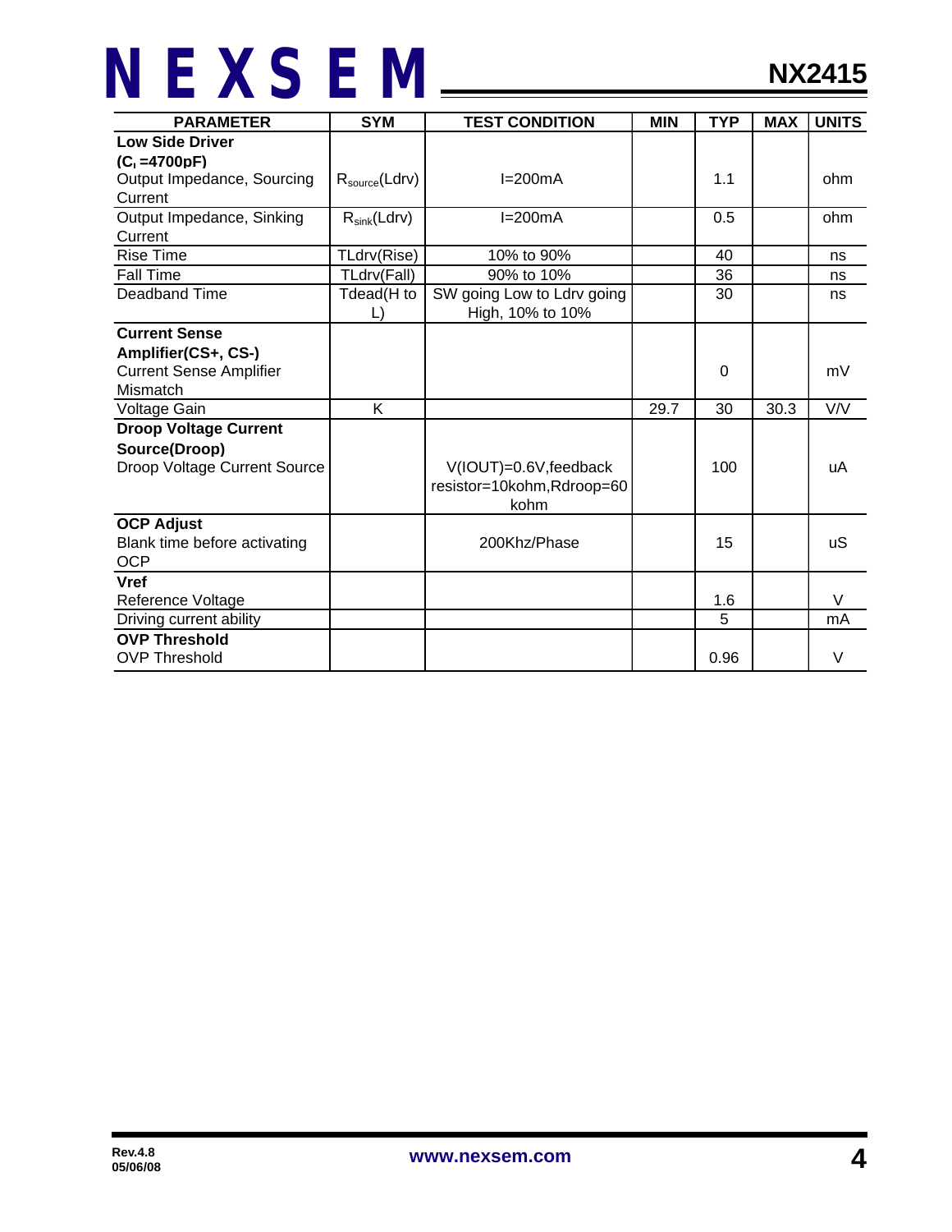| PARAMETER | SYM | TEST CONDITION | MIN | TYP | MAX | UNITS |
|---|---|---|---|---|---|---|
| **Low Side Driver ($C_l$ =4700pF)** | | | | | | |
| Output Impedance, Sourcing Current | $R_{source}$(Ldrv) | I=200mA | | 1.1 | | ohm |
| Output Impedance, Sinking Current | $R_{sink}$(Ldrv) | I=200mA | | 0.5 | | ohm |
| Rise Time | TLdrv(Rise) | 10% to 90% | | 40 | | ns |
| Fall Time | TLdrv(Fall) | 90% to 10% | | 36 | | ns |
| Deadband Time | Tdead(H to L) | SW going Low to Ldrv going High, 10% to 10% | | 30 | | ns |
| **Current Sense Amplifier(CS+, CS-)** | | | | | | |
| Current Sense Amplifier Mismatch | | | | 0 | | mV |
| Voltage Gain | K | | 29.7 | 30 | 30.3 | V/V |
| **Droop Voltage Current Source(Droop)** | | | | | | |
| Droop Voltage Current Source | | V(IOUT)=0.6V,feedback resistor=10kohm,Rdroop=60 kohm | | 100 | | uA |
| **OCP Adjust** | | | | | | |
| Blank time before activating OCP | | 200Khz/Phase | | 15 | | uS |
| **Vref** | | | | | | |
| Reference Voltage | | | | 1.6 | | V |
| Driving current ability | | | | 5 | | mA |
| **OVP Threshold** | | | | | | |
| OVP Threshold | | | | 0.96 | | V |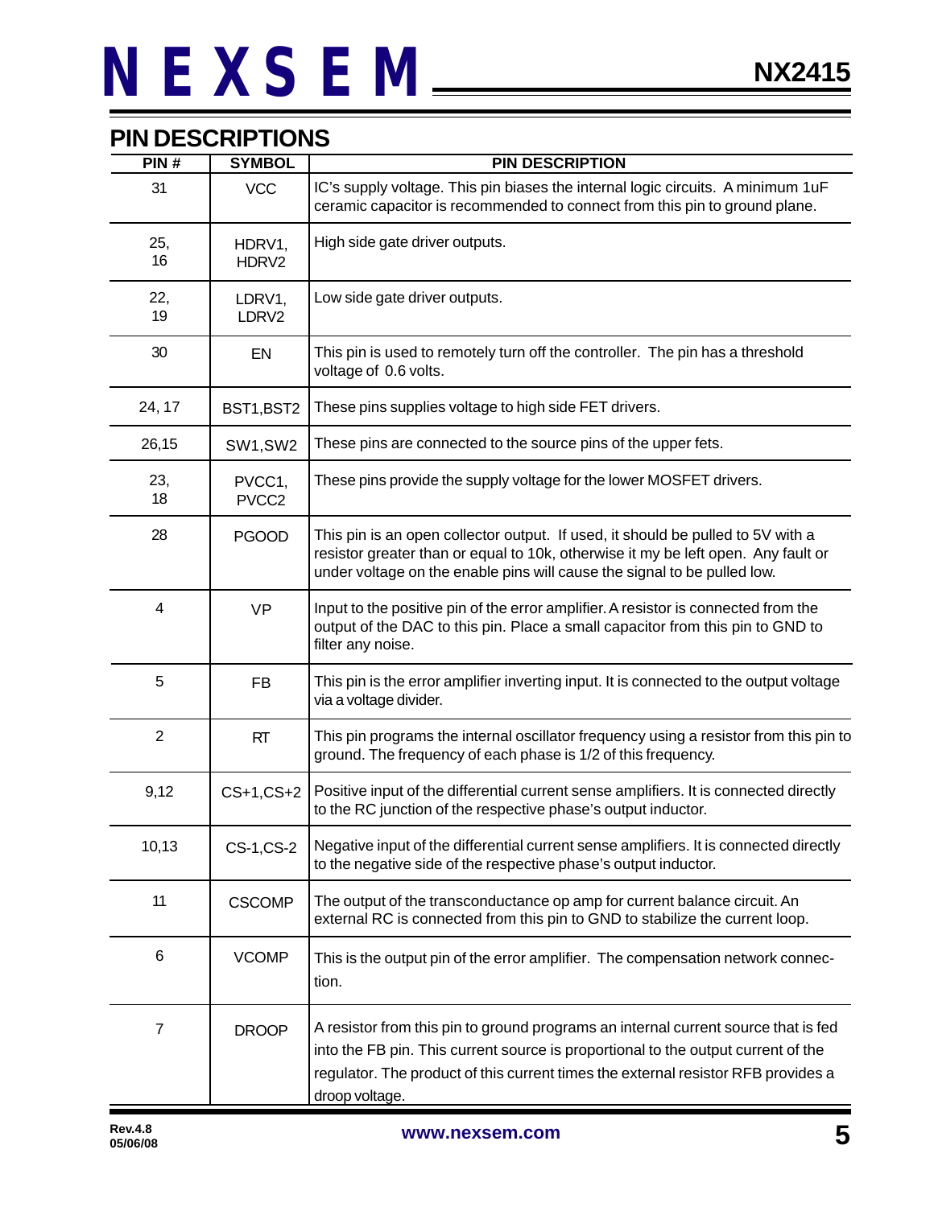## PIN DESCRIPTIONS

| PIN # | SYMBOL | PIN DESCRIPTION |
|---|---|---|
| 31 | VCC | IC's supply voltage. This pin biases the internal logic circuits. A minimum 1uF ceramic capacitor is recommended to connect from this pin to ground plane. |
| 25, 16 | HDRV1, HDRV2 | High side gate driver outputs. |
| 22, 19 | LDRV1, LDRV2 | Low side gate driver outputs. |
| 30 | EN | This pin is used to remotely turn off the controller. The pin has a threshold voltage of 0.6 volts. |
| 24, 17 | BST1,BST2 | These pins supplies voltage to high side FET drivers. |
| 26,15 | SW1,SW2 | These pins are connected to the source pins of the upper fets. |
| 23, 18 | PVCC1, PVCC2 | These pins provide the supply voltage for the lower MOSFET drivers. |
| 28 | PGOOD | This pin is an open collector output. If used, it should be pulled to 5V with a resistor greater than or equal to 10k, otherwise it my be left open. Any fault or under voltage on the enable pins will cause the signal to be pulled low. |
| 4 | VP | Input to the positive pin of the error amplifier. A resistor is connected from the output of the DAC to this pin. Place a small capacitor from this pin to GND to filter any noise. |
| 5 | FB | This pin is the error amplifier inverting input. It is connected to the output voltage via a voltage divider. |
| 2 | RT | This pin programs the internal oscillator frequency using a resistor from this pin to ground. The frequency of each phase is 1/2 of this frequency. |
| 9,12 | CS+1,CS+2 | Positive input of the differential current sense amplifiers. It is connected directly to the RC junction of the respective phase's output inductor. |
| 10,13 | CS-1,CS-2 | Negative input of the differential current sense amplifiers. It is connected directly to the negative side of the respective phase's output inductor. |
| 11 | CSCOMP | The output of the transconductance op amp for current balance circuit. An external RC is connected from this pin to GND to stabilize the current loop. |
| 6 | VCOMP | This is the output pin of the error amplifier. The compensation network connection. |
| 7 | DROOP | A resistor from this pin to ground programs an internal current source that is fed into the FB pin. This current source is proportional to the output current of the regulator. The product of this current times the external resistor RFB provides a droop voltage. |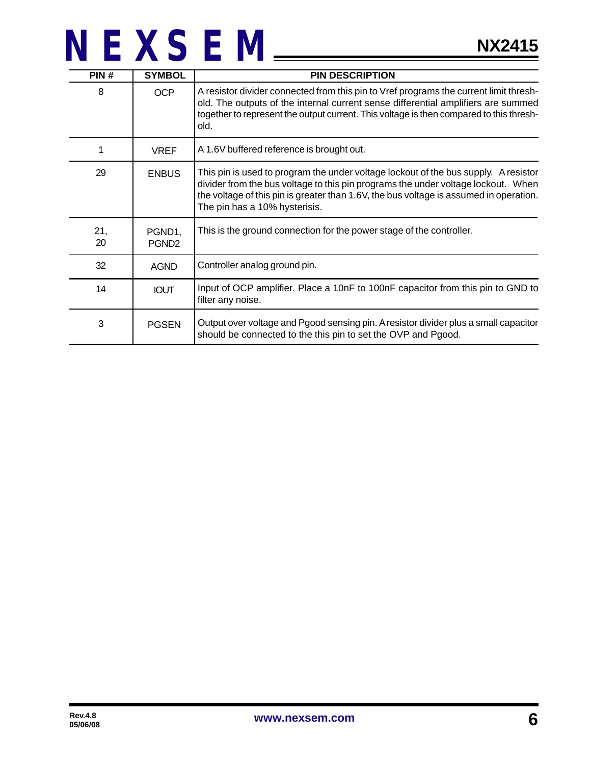| PIN # | SYMBOL | PIN DESCRIPTION |
|---|---|---|
| 8 | OCP | A resistor divider connected from this pin to Vref programs the current limit threshold. The outputs of the internal current sense differential amplifiers are summed together to represent the output current. This voltage is then compared to this threshold. |
| 1 | VREF | A 1.6V buffered reference is brought out. |
| 29 | ENBUS | This pin is used to program the under voltage lockout of the bus supply. A resistor divider from the bus voltage to this pin programs the under voltage lockout. When the voltage of this pin is greater than 1.6V, the bus voltage is assumed in operation. The pin has a 10% hysterisis. |
| 21, 20 | PGND1, PGND2 | This is the ground connection for the power stage of the controller. |
| 32 | AGND | Controller analog ground pin. |
| 14 | IOUT | Input of OCP amplifier. Place a 10nF to 100nF capacitor from this pin to GND to filter any noise. |
| 3 | PGSEN | Output over voltage and Pgood sensing pin. A resistor divider plus a small capacitor should be connected to the this pin to set the OVP and Pgood. |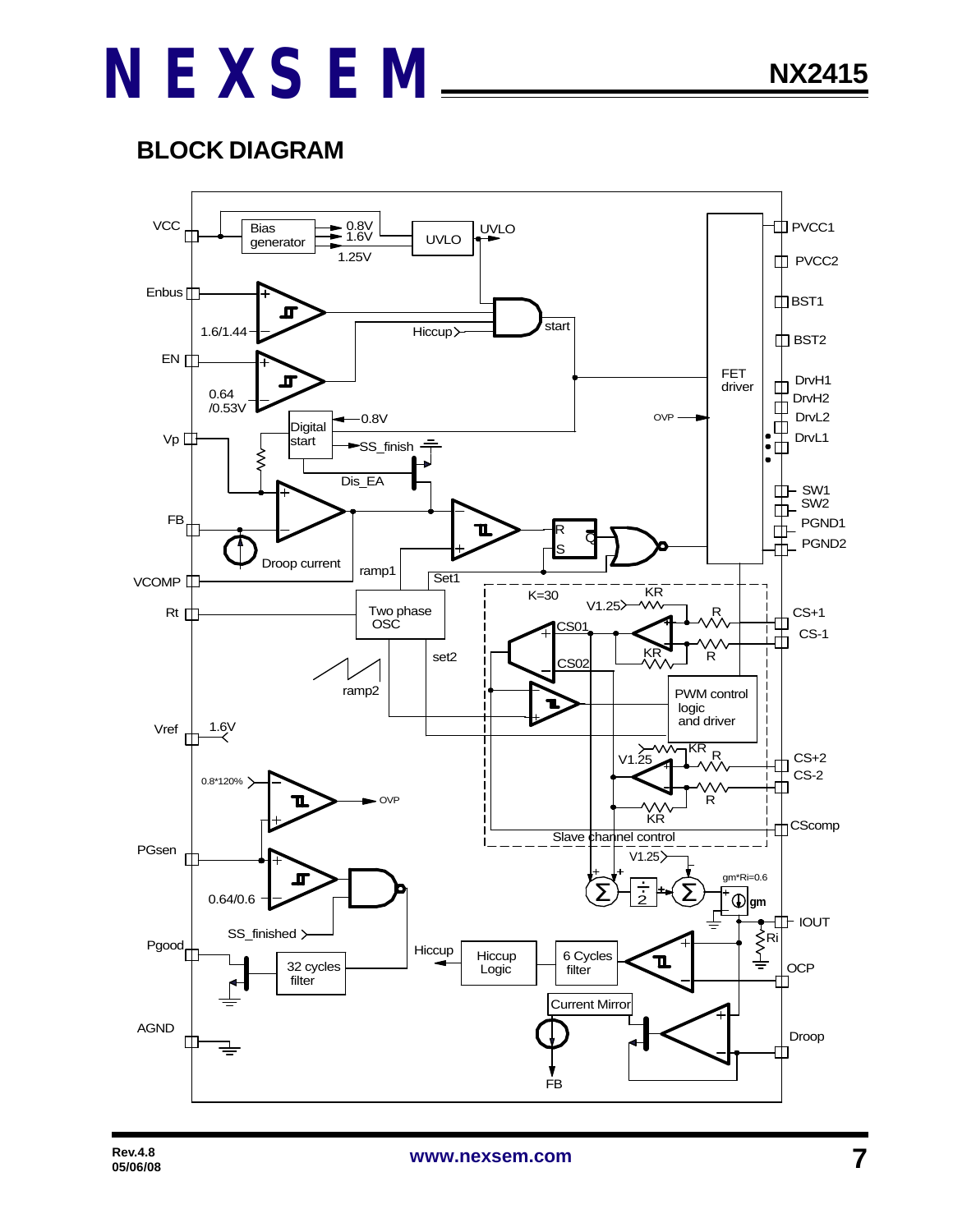## BLOCK DIAGRAM

VCC
Bias generator
0.8V
1.6V
1.25V
UVLO
UVLO
PVCC1
PVCC2
Enbus
1.6/1.44
Hiccup
start
BST1
BST2
EN
0.64 /0.53V
FET driver
DrvH1
DrvH2
DrvL2
DrvL1
Digital start
0.8V
OVP
Vp
SS_finish
Dis_EA
SW1
SW2
PGND1
PGND2
FB
R
S
Q
Droop current
ramp1
VCOMP
Set1
K=30
KR
V1.25
R
CS+1
CS-1
CS01
CS02
KR
R
Rt
Two phase OSC
set2
ramp2
PWM control logic and driver
Vref
1.6V
V1.25
KR
R
CS+2
CS-2
R
KR
0.8*120%
OVP
CScomp
Slave channel control
PGsen
V1.25
0.64/0.6
gm*Ri=0.6
gm
IOUT
Ri
SS_finished
Pgood
32 cycles filter
Hiccup
Hiccup Logic
6 Cycles filter
OCP
Current Mirror
AGND
Droop
FB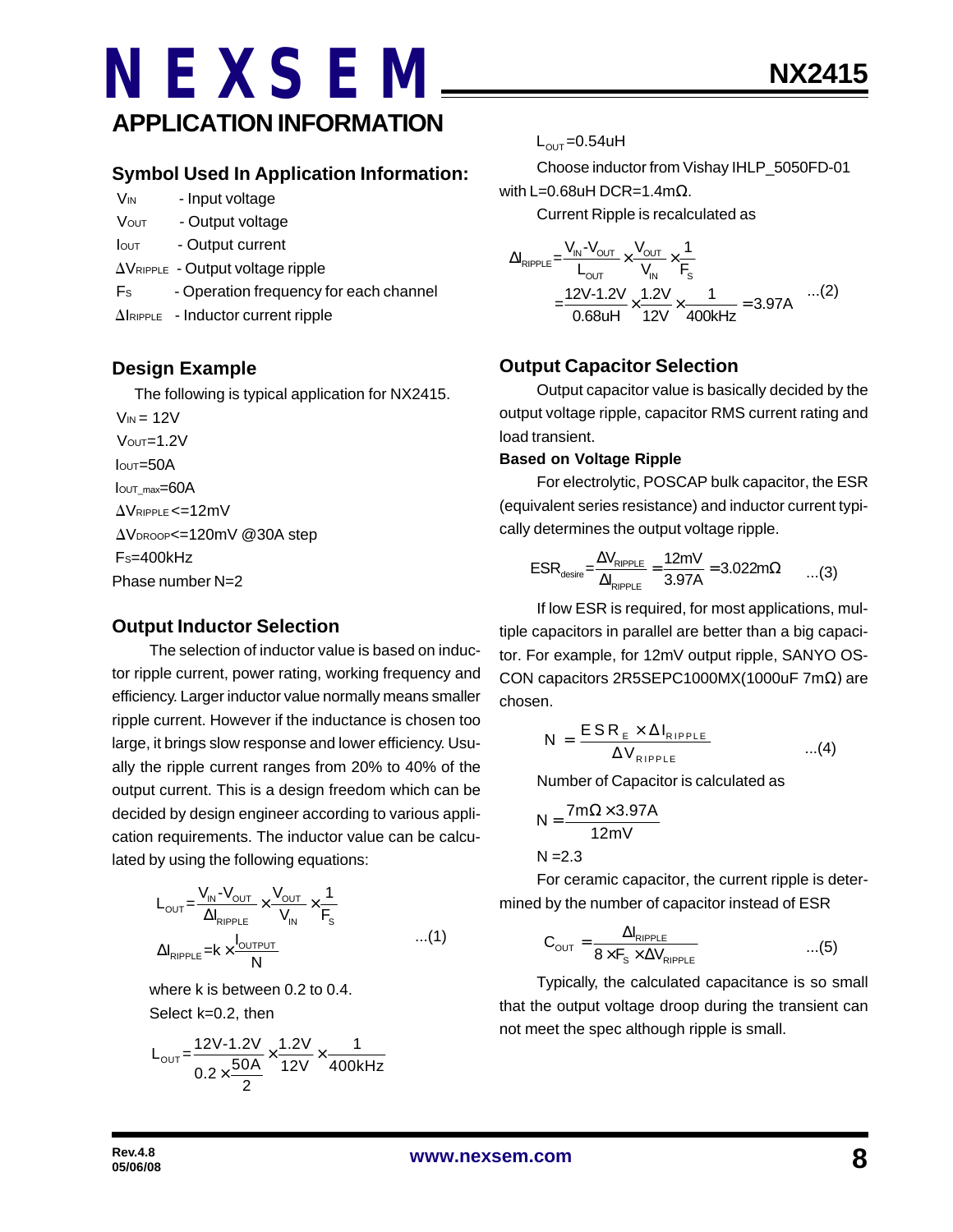# APPLICATION INFORMATION

### Symbol Used In Application Information:

$V_{IN}$ - Input voltage

$V_{OUT}$ - Output voltage

$I_{OUT}$ - Output current

$\Delta V_{RIPPLE}$ - Output voltage ripple

$F_S$ - Operation frequency for each channel

$\Delta I_{RIPPLE}$ - Inductor current ripple

### Design Example

The following is typical application for NX2415.

$V_{IN}$ = 12V

$V_{OUT}$=1.2V

$I_{OUT}$=50A

$I_{OUT\_max}$=60A

$\Delta V_{RIPPLE}$<=12mV

$\Delta V_{DROOP}$<=120mV @30A step

$F_S$=400kHz

Phase number N=2

### Output Inductor Selection

The selection of inductor value is based on inductor ripple current, power rating, working frequency and efficiency. Larger inductor value normally means smaller ripple current. However if the inductance is chosen too large, it brings slow response and lower efficiency. Usually the ripple current ranges from 20% to 40% of the output current. This is a design freedom which can be decided by design engineer according to various application requirements. The inductor value can be calculated by using the following equations:

$$L_{OUT}=\frac{V_{IN}-V_{OUT}}{\Delta I_{RIPPLE}}\times\frac{V_{OUT}}{V_{IN}}\times\frac{1}{F_S}$$

$$\Delta I_{RIPPLE}=k\times\frac{I_{OUTPUT}}{N} \quad ...(1)$$

where k is between 0.2 to 0.4.

Select k=0.2, then

$$L_{OUT}=\frac{12V-1.2V}{0.2\times\frac{50A}{2}}\times\frac{1.2V}{12V}\times\frac{1}{400kHz}$$

$L_{OUT}$=0.54uH

Choose inductor from Vishay IHLP_5050FD-01 with L=0.68uH DCR=1.4mΩ.

Current Ripple is recalculated as

$$\Delta I_{RIPPLE}=\frac{V_{IN}-V_{OUT}}{L_{OUT}}\times\frac{V_{OUT}}{V_{IN}}\times\frac{1}{F_S}$$

$$=\frac{12V-1.2V}{0.68uH}\times\frac{1.2V}{12V}\times\frac{1}{400kHz}=3.97A \quad ...(2)$$

### Output Capacitor Selection

Output capacitor value is basically decided by the output voltage ripple, capacitor RMS current rating and load transient.

**Based on Voltage Ripple**

For electrolytic, POSCAP bulk capacitor, the ESR (equivalent series resistance) and inductor current typically determines the output voltage ripple.

$$ESR_{desire}=\frac{\Delta V_{RIPPLE}}{\Delta I_{RIPPLE}}=\frac{12mV}{3.97A}=3.022m\Omega \quad ...(3)$$

If low ESR is required, for most applications, multiple capacitors in parallel are better than a big capacitor. For example, for 12mV output ripple, SANYO OSCON capacitors 2R5SEPC1000MX(1000uF 7mΩ) are chosen.

$$N=\frac{ESR_E\times\Delta I_{RIPPLE}}{\Delta V_{RIPPLE}} \quad ...(4)$$

Number of Capacitor is calculated as

$$N=\frac{7m\Omega\times3.97A}{12mV}$$

N =2.3

For ceramic capacitor, the current ripple is determined by the number of capacitor instead of ESR

$$C_{OUT}=\frac{\Delta I_{RIPPLE}}{8\times F_S\times\Delta V_{RIPPLE}} \quad ...(5)$$

Typically, the calculated capacitance is so small that the output voltage droop during the transient can not meet the spec although ripple is small.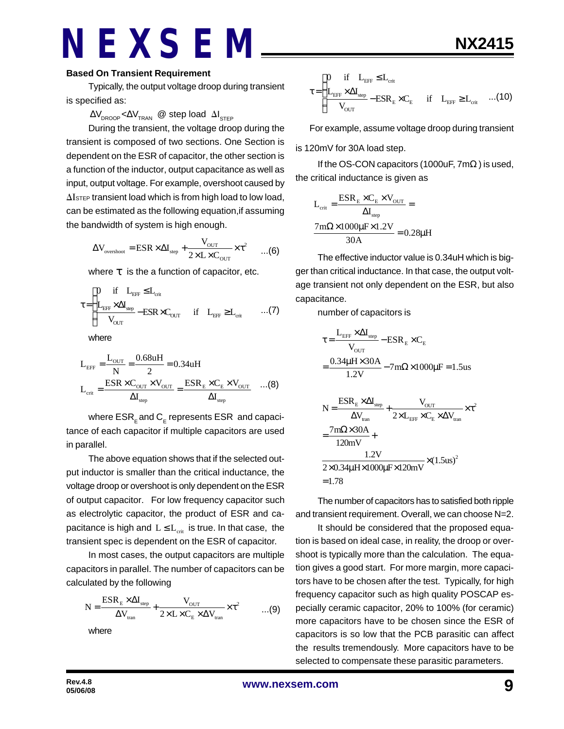### Based On Transient Requirement

Typically, the output voltage droop during transient is specified as:

$\Delta V_{DROOP} < \Delta V_{TRAN}$ @ step load $\Delta I_{STEP}$

During the transient, the voltage droop during the transient is composed of two sections. One Section is dependent on the ESR of capacitor, the other section is a function of the inductor, output capacitance as well as input, output voltage. For example, overshoot caused by $\Delta I_{STEP}$ transient load which is from high load to low load, can be estimated as the following equation,if assuming the bandwidth of system is high enough.

$$\Delta V_{overshoot} = ESR \times \Delta I_{step} + \frac{V_{OUT}}{2 \times L \times C_{OUT}} \times \tau^2 \quad ...(6)$$

where $\tau$ is the a function of capacitor, etc.

$$\tau = \begin{cases} 0 & \text{if} \quad L_{EFF} \leq L_{crit} \\ \dfrac{L_{EFF} \times \Delta I_{step}}{V_{OUT}} - ESR \times C_{OUT} & \text{if} \quad L_{EFF} \geq L_{crit} \end{cases} \quad ...(7)$$

where

$$L_{EFF} = \frac{L_{OUT}}{N} = \frac{0.68uH}{2} = 0.34uH$$

$$L_{crit} = \frac{ESR \times C_{OUT} \times V_{OUT}}{\Delta I_{step}} = \frac{ESR_E \times C_E \times V_{OUT}}{\Delta I_{step}} \quad ...(8)$$

where $ESR_E$ and $C_E$ represents ESR and capacitance of each capacitor if multiple capacitors are used in parallel.

The above equation shows that if the selected output inductor is smaller than the critical inductance, the voltage droop or overshoot is only dependent on the ESR of output capacitor. For low frequency capacitor such as electrolytic capacitor, the product of ESR and capacitance is high and $L \leq L_{crit}$ is true. In that case, the transient spec is dependent on the ESR of capacitor.

In most cases, the output capacitors are multiple capacitors in parallel. The number of capacitors can be calculated by the following

$$N = \frac{ESR_E \times \Delta I_{step}}{\Delta V_{tran}} + \frac{V_{OUT}}{2 \times L \times C_E \times \Delta V_{tran}} \times \tau^2 \quad ...(9)$$

where

$$\tau = \begin{cases} 0 & \text{if} \quad L_{EFF} \leq L_{crit} \\ \dfrac{L_{EFF} \times \Delta I_{step}}{V_{OUT}} - ESR_E \times C_E & \text{if} \quad L_{EFF} \geq L_{crit} \end{cases} \quad ...(10)$$

For example, assume voltage droop during transient is 120mV for 30A load step.

If the OS-CON capacitors (1000uF, 7mΩ) is used, the critical inductance is given as

$$L_{crit} = \frac{ESR_E \times C_E \times V_{OUT}}{\Delta I_{step}} = \frac{7m\Omega \times 1000\mu F \times 1.2V}{30A} = 0.28\mu H$$

The effective inductor value is 0.34uH which is bigger than critical inductance. In that case, the output voltage transient not only dependent on the ESR, but also capacitance.

number of capacitors is

$$\tau = \frac{L_{EFF} \times \Delta I_{step}}{V_{OUT}} - ESR_E \times C_E$$

$$= \frac{0.34\mu H \times 30A}{1.2V} - 7m\Omega \times 1000\mu F = 1.5us$$

$$N = \frac{ESR_E \times \Delta I_{step}}{\Delta V_{tran}} + \frac{V_{OUT}}{2 \times L_{EFF} \times C_E \times \Delta V_{tran}} \times \tau^2$$

$$= \frac{7m\Omega \times 30A}{120mV} + \frac{1.2V}{2 \times 0.34\mu H \times 1000\mu F \times 120mV} \times (1.5us)^2$$

$$= 1.78$$

The number of capacitors has to satisfied both ripple and transient requirement. Overall, we can choose N=2.

It should be considered that the proposed equation is based on ideal case, in reality, the droop or overshoot is typically more than the calculation. The equation gives a good start. For more margin, more capacitors have to be chosen after the test. Typically, for high frequency capacitor such as high quality POSCAP especially ceramic capacitor, 20% to 100% (for ceramic) more capacitors have to be chosen since the ESR of capacitors is so low that the PCB parasitic can affect the results tremendously. More capacitors have to be selected to compensate these parasitic parameters.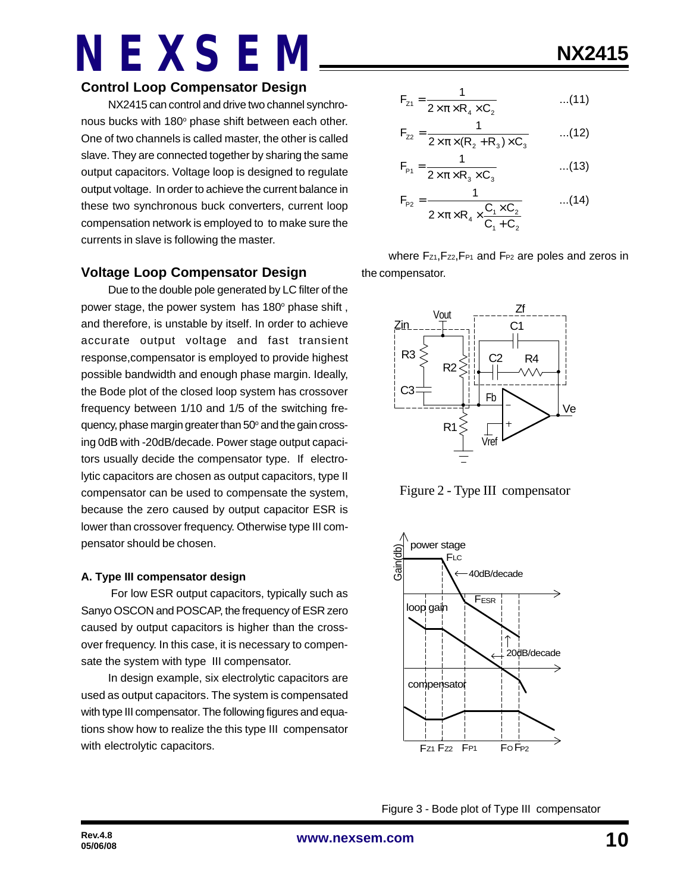## Control Loop Compensator Design

NX2415 can control and drive two channel synchronous bucks with 180° phase shift between each other. One of two channels is called master, the other is called slave. They are connected together by sharing the same output capacitors. Voltage loop is designed to regulate output voltage. In order to achieve the current balance in these two synchronous buck converters, current loop compensation network is employed to to make sure the currents in slave is following the master.

## Voltage Loop Compensator Design

Due to the double pole generated by LC filter of the power stage, the power system has 180° phase shift , and therefore, is unstable by itself. In order to achieve accurate output voltage and fast transient response,compensator is employed to provide highest possible bandwidth and enough phase margin. Ideally, the Bode plot of the closed loop system has crossover frequency between 1/10 and 1/5 of the switching frequency, phase margin greater than 50° and the gain crossing 0dB with -20dB/decade. Power stage output capacitors usually decide the compensator type. If electrolytic capacitors are chosen as output capacitors, type II compensator can be used to compensate the system, because the zero caused by output capacitor ESR is lower than crossover frequency. Otherwise type III compensator should be chosen.

### A. Type III compensator design

For low ESR output capacitors, typically such as Sanyo OSCON and POSCAP, the frequency of ESR zero caused by output capacitors is higher than the crossover frequency. In this case, it is necessary to compensate the system with type III compensator.

In design example, six electrolytic capacitors are used as output capacitors. The system is compensated with type III compensator. The following figures and equations show how to realize the this type III compensator with electrolytic capacitors.

$$F_{Z1} = \frac{1}{2 \times \pi \times R_4 \times C_2} \qquad ...(11)$$

$$F_{Z2} = \frac{1}{2 \times \pi \times (R_2 + R_3) \times C_3} \qquad ...(12)$$

$$F_{P1} = \frac{1}{2 \times \pi \times R_3 \times C_3} \qquad ...(13)$$

$$F_{P2} = \frac{1}{2 \times \pi \times R_4 \times \frac{C_1 \times C_2}{C_1 + C_2}} \qquad ...(14)$$

where $F_{Z1}$,$F_{Z2}$,$F_{P1}$ and $F_{P2}$ are poles and zeros in the compensator.

Figure 2 - Type III compensator

Figure 3 - Bode plot of Type III compensator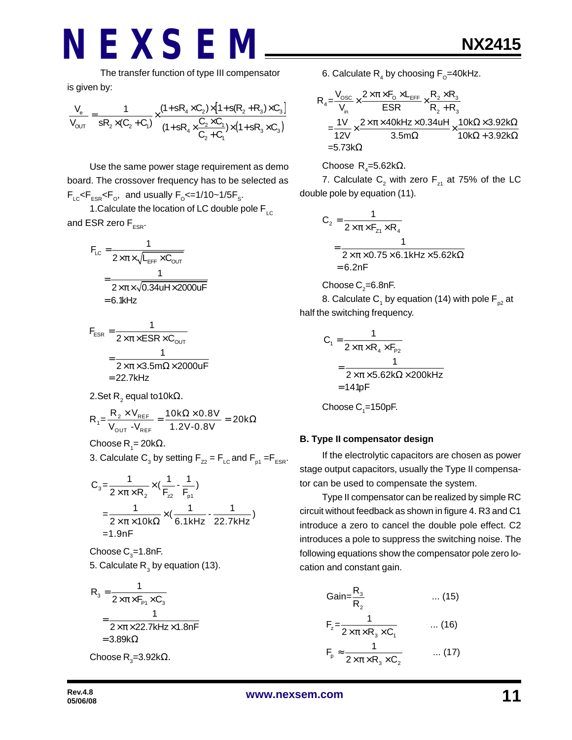The transfer function of type III compensator is given by:

$$\frac{V_e}{V_{OUT}} = \frac{1}{sR_2 \times (C_2 + C_1)} \times \frac{(1+sR_4 \times C_2) \times [1+s(R_2+R_3) \times C_3]}{(1+sR_4 \times \frac{C_2 \times C_1}{C_2 + C_1}) \times (1+sR_3 \times C_3)}$$

Use the same power stage requirement as demo board. The crossover frequency has to be selected as $F_{LC} < F_{ESR} < F_O$, and usually $F_O <= 1/10 \sim 1/5 F_S$.

1.Calculate the location of LC double pole $F_{LC}$ and ESR zero $F_{ESR}$.

$$F_{LC} = \frac{1}{2 \times \pi \times \sqrt{L_{EFF} \times C_{OUT}}} = \frac{1}{2 \times \pi \times \sqrt{0.34uH \times 2000uF}} = 6.1kHz$$

$$F_{ESR} = \frac{1}{2 \times \pi \times ESR \times C_{OUT}} = \frac{1}{2 \times \pi \times 3.5m\Omega \times 2000uF} = 22.7kHz$$

2.Set $R_2$ equal to10kΩ.

$$R_1 = \frac{R_2 \times V_{REF}}{V_{OUT} - V_{REF}} = \frac{10k\Omega \times 0.8V}{1.2V - 0.8V} = 20k\Omega$$

Choose $R_1$= 20kΩ.

3. Calculate $C_3$ by setting $F_{z2} = F_{LC}$ and $F_{p1} = F_{ESR}$.

$$C_3 = \frac{1}{2 \times \pi \times R_2} \times (\frac{1}{F_{z2}} - \frac{1}{F_{p1}}) = \frac{1}{2 \times \pi \times 10k\Omega} \times (\frac{1}{6.1kHz} - \frac{1}{22.7kHz}) = 1.9nF$$

Choose $C_3$=1.8nF.

5. Calculate $R_3$ by equation (13).

$$R_3 = \frac{1}{2 \times \pi \times F_{P1} \times C_3} = \frac{1}{2 \times \pi \times 22.7kHz \times 1.8nF} = 3.89k\Omega$$

Choose $R_3$=3.92kΩ.

6. Calculate $R_4$ by choosing $F_O$=40kHz.

$$R_4 = \frac{V_{OSC}}{V_{in}} \times \frac{2 \times \pi \times F_O \times L_{EFF}}{ESR} \times \frac{R_2 \times R_3}{R_2 + R_3} = \frac{1V}{12V} \times \frac{2 \times \pi \times 40kHz \times 0.34uH}{3.5m\Omega} \times \frac{10k\Omega \times 3.92k\Omega}{10k\Omega + 3.92k\Omega} = 5.73k\Omega$$

Choose $R_4$=5.62kΩ.

7. Calculate $C_2$ with zero $F_{z1}$ at 75% of the LC double pole by equation (11).

$$C_2 = \frac{1}{2 \times \pi \times F_{z1} \times R_4} = \frac{1}{2 \times \pi \times 0.75 \times 6.1kHz \times 5.62k\Omega} = 6.2nF$$

Choose $C_2$=6.8nF.

8. Calculate $C_1$ by equation (14) with pole $F_{p2}$ at half the switching frequency.

$$C_1 = \frac{1}{2 \times \pi \times R_4 \times F_{P2}} = \frac{1}{2 \times \pi \times 5.62k\Omega \times 200kHz} = 141pF$$

Choose $C_1$=150pF.

**B. Type II compensator design**

If the electrolytic capacitors are chosen as power stage output capacitors, usually the Type II compensator can be used to compensate the system.

Type II compensator can be realized by simple RC circuit without feedback as shown in figure 4. R3 and C1 introduce a zero to cancel the double pole effect. C2 introduces a pole to suppress the switching noise. The following equations show the compensator pole zero location and constant gain.

$$\text{Gain} = \frac{R_3}{R_2} \quad ...(15)$$

$$F_z = \frac{1}{2 \times \pi \times R_3 \times C_1} \quad ...(16)$$

$$F_p \approx \frac{1}{2 \times \pi \times R_3 \times C_2} \quad ...(17)$$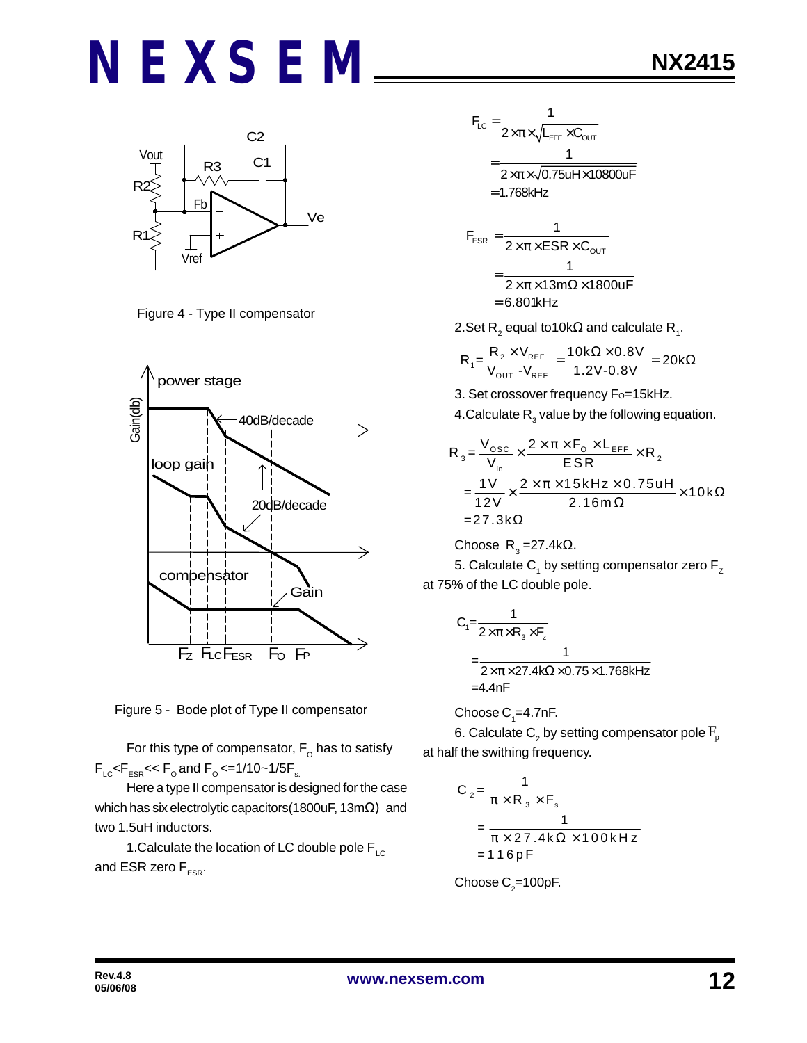Figure 4 - Type II compensator

Figure 5 - Bode plot of Type II compensator

For this type of compensator, $F_O$ has to satisfy $F_{LC}<F_{ESR}<< F_O$ and $F_O<=1/10\sim1/5F_s$.

Here a type II compensator is designed for the case which has six electrolytic capacitors(1800uF, 13mΩ) and two 1.5uH inductors.

1.Calculate the location of LC double pole $F_{LC}$ and ESR zero $F_{ESR}$.

$$F_{LC}=\frac{1}{2\times\pi\times\sqrt{L_{EFF}\times C_{OUT}}}$$
$$=\frac{1}{2\times\pi\times\sqrt{0.75uH\times10800uF}}$$
$$=1.768kHz$$

$$F_{ESR}=\frac{1}{2\times\pi\times ESR\times C_{OUT}}$$
$$=\frac{1}{2\times\pi\times13m\Omega\times1800uF}$$
$$=6.801kHz$$

2.Set $R_2$ equal to10kΩ and calculate $R_1$.

$$R_1=\frac{R_2\times V_{REF}}{V_{OUT}-V_{REF}}=\frac{10k\Omega\times0.8V}{1.2V-0.8V}=20k\Omega$$

3. Set crossover frequency $F_O$=15kHz.

4.Calculate $R_3$ value by the following equation.

$$R_3=\frac{V_{OSC}}{V_{in}}\times\frac{2\times\pi\times F_O\times L_{EFF}}{ESR}\times R_2$$
$$=\frac{1V}{12V}\times\frac{2\times\pi\times15kHz\times0.75uH}{2.16m\Omega}\times10k\Omega$$
$$=27.3k\Omega$$

Choose $R_3$=27.4kΩ.

5. Calculate $C_1$ by setting compensator zero $F_Z$ at 75% of the LC double pole.

$$C_1=\frac{1}{2\times\pi\times R_3\times F_z}$$
$$=\frac{1}{2\times\pi\times27.4k\Omega\times0.75\times1.768kHz}$$
$$=4.4nF$$

Choose $C_1$=4.7nF.

6. Calculate $C_2$ by setting compensator pole $F_p$ at half the swithing frequency.

$$C_2=\frac{1}{\pi\times R_3\times F_s}$$
$$=\frac{1}{\pi\times27.4k\Omega\times100kHz}$$
$$=116pF$$

Choose $C_2$=100pF.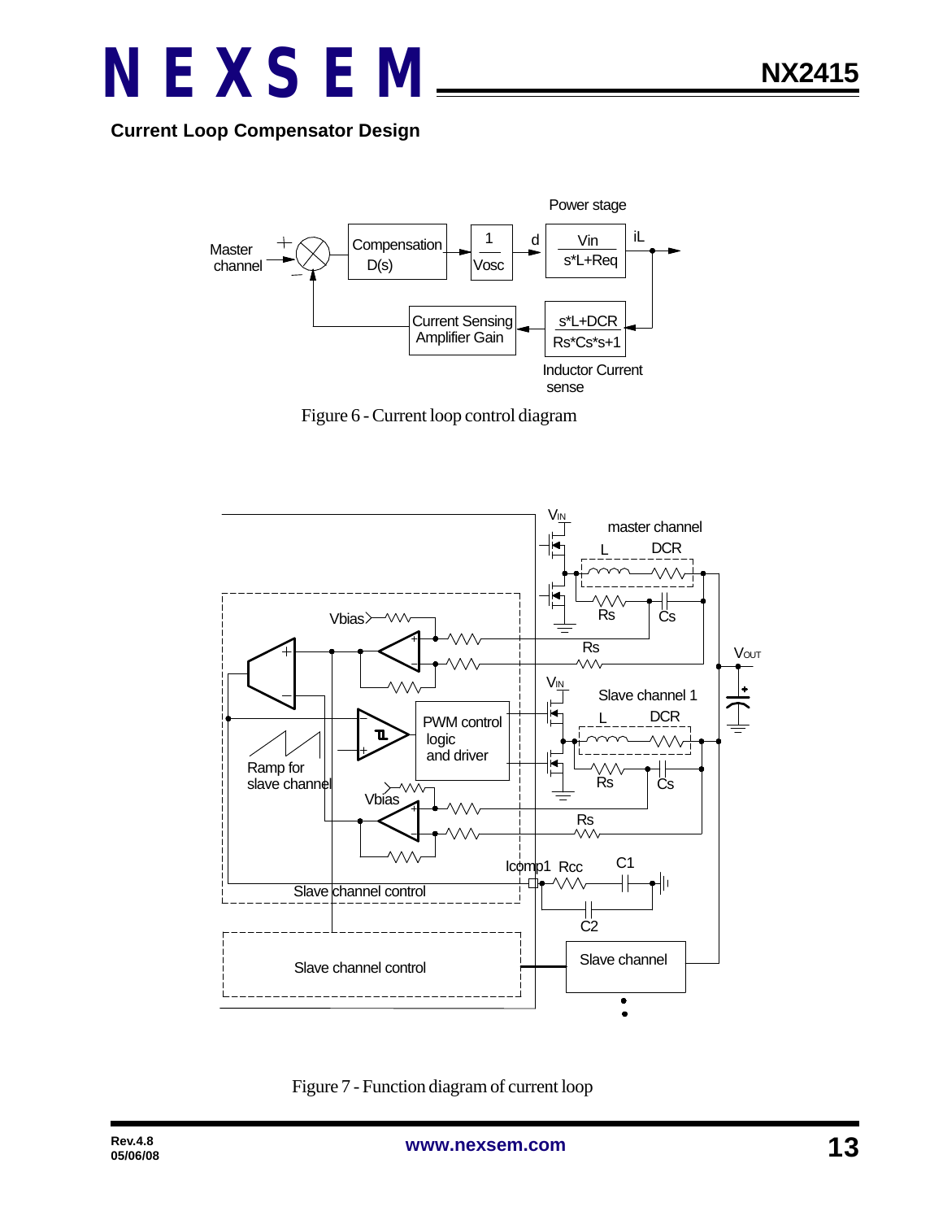**Current Loop Compensator Design**

Figure 6 - Current loop control diagram

Figure 7 - Function diagram of current loop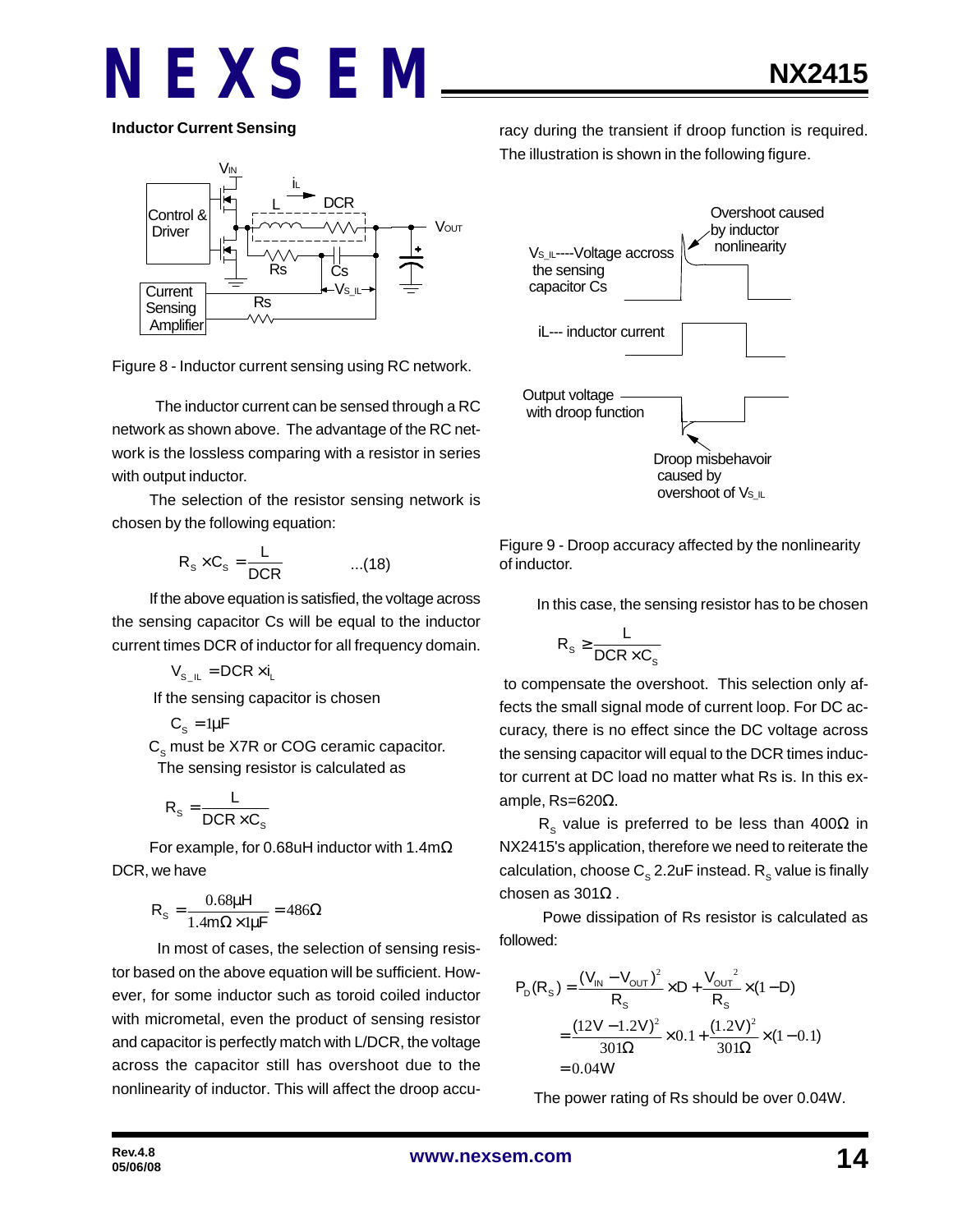### Inductor Current Sensing

Figure 8 - Inductor current sensing using RC network.

The inductor current can be sensed through a RC network as shown above. The advantage of the RC network is the lossless comparing with a resistor in series with output inductor.

The selection of the resistor sensing network is chosen by the following equation:

$$R_S \times C_S = \frac{L}{DCR} \qquad ...(18)$$

If the above equation is satisfied, the voltage across the sensing capacitor Cs will be equal to the inductor current times DCR of inductor for all frequency domain.

$$V_{S\_IL} = DCR \times i_L$$

If the sensing capacitor is chosen

$$C_S = 1\mu F$$

$C_S$ must be X7R or COG ceramic capacitor.

The sensing resistor is calculated as

$$R_S = \frac{L}{DCR \times C_S}$$

For example, for 0.68uH inductor with 1.4mΩ DCR, we have

$$R_S = \frac{0.68\mu H}{1.4m\Omega \times 1\mu F} = 486\Omega$$

In most of cases, the selection of sensing resistor based on the above equation will be sufficient. However, for some inductor such as toroid coiled inductor with micrometal, even the product of sensing resistor and capacitor is perfectly match with L/DCR, the voltage across the capacitor still has overshoot due to the nonlinearity of inductor. This will affect the droop accuracy during the transient if droop function is required. The illustration is shown in the following figure.

Figure 9 - Droop accuracy affected by the nonlinearity of inductor.

In this case, the sensing resistor has to be chosen

$$R_S \ge \frac{L}{DCR \times C_S}$$

to compensate the overshoot. This selection only affects the small signal mode of current loop. For DC accuracy, there is no effect since the DC voltage across the sensing capacitor will equal to the DCR times inductor current at DC load no matter what Rs is. In this example, Rs=620Ω.

$R_S$ value is preferred to be less than 400Ω in NX2415's application, therefore we need to reiterate the calculation, choose $C_S$ 2.2uF instead. $R_S$ value is finally chosen as 301Ω .

Powe dissipation of Rs resistor is calculated as followed:

$$P_D(R_S) = \frac{(V_{IN} - V_{OUT})^2}{R_S} \times D + \frac{V_{OUT}^{\ 2}}{R_S} \times (1 - D)$$

$$= \frac{(12V - 1.2V)^2}{301\Omega} \times 0.1 + \frac{(1.2V)^2}{301\Omega} \times (1 - 0.1)$$

$$= 0.04W$$

The power rating of Rs should be over 0.04W.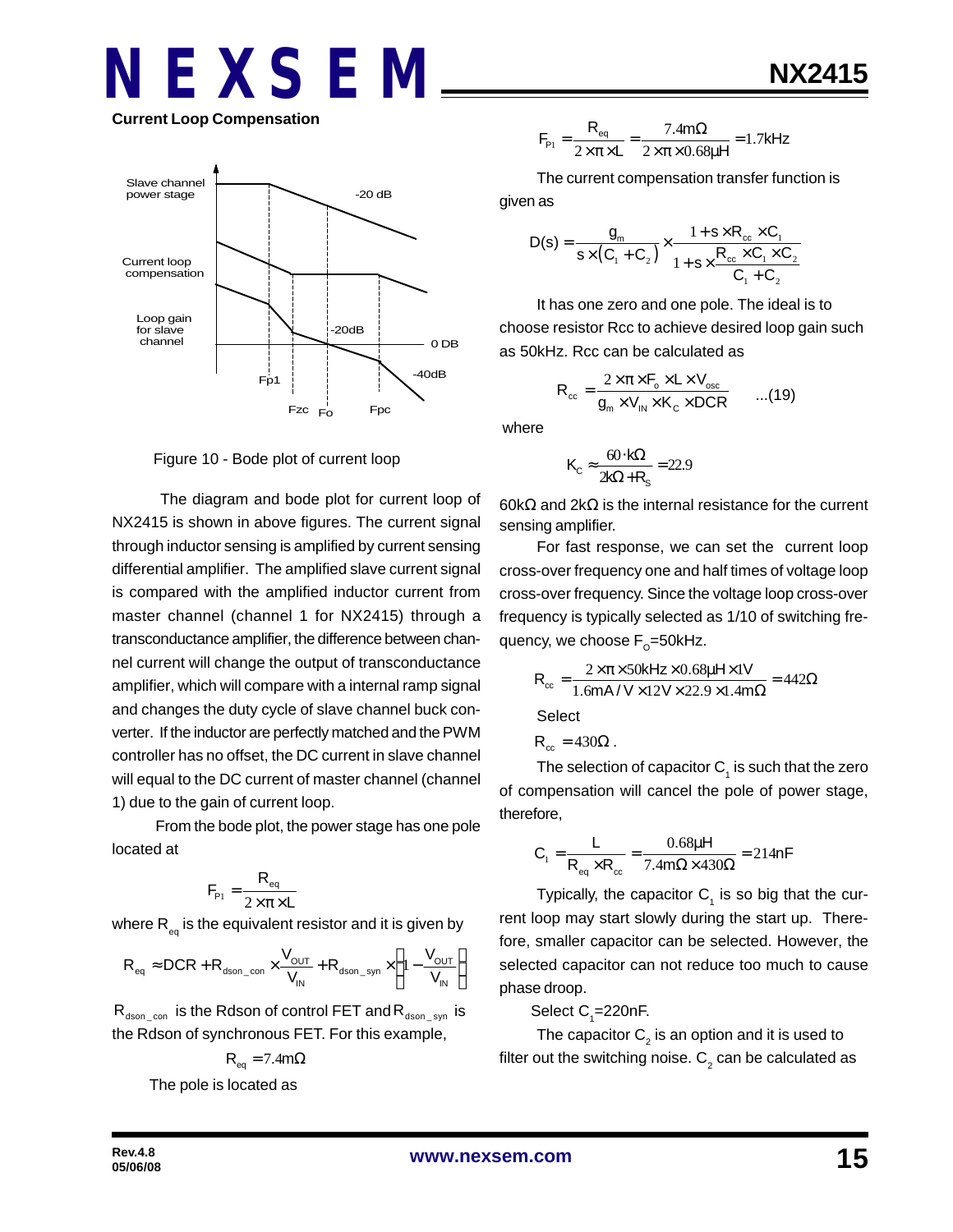## Current Loop Compensation

Figure 10 - Bode plot of current loop

The diagram and bode plot for current loop of NX2415 is shown in above figures. The current signal through inductor sensing is amplified by current sensing differential amplifier. The amplified slave current signal is compared with the amplified inductor current from master channel (channel 1 for NX2415) through a transconductance amplifier, the difference between channel current will change the output of transconductance amplifier, which will compare with a internal ramp signal and changes the duty cycle of slave channel buck converter. If the inductor are perfectly matched and the PWM controller has no offset, the DC current in slave channel will equal to the DC current of master channel (channel 1) due to the gain of current loop.

From the bode plot, the power stage has one pole located at

$$F_{P1} = \frac{R_{eq}}{2 \times \pi \times L}$$

where $R_{eq}$ is the equivalent resistor and it is given by

$$R_{eq} \approx DCR + R_{dson\_con} \times \frac{V_{OUT}}{V_{IN}} + R_{dson\_syn} \times \left(1 - \frac{V_{OUT}}{V_{IN}}\right)$$

$R_{dson\_con}$ is the Rdson of control FET and $R_{dson\_syn}$ is the Rdson of synchronous FET. For this example,

$$R_{eq} = 7.4m\Omega$$

The pole is located as

$$F_{P1} = \frac{R_{eq}}{2 \times \pi \times L} = \frac{7.4m\Omega}{2 \times \pi \times 0.68\mu H} = 1.7kHz$$

The current compensation transfer function is given as

$$D(s) = \frac{g_m}{s \times (C_1 + C_2)} \times \frac{1 + s \times R_{cc} \times C_1}{1 + s \times \frac{R_{cc} \times C_1 \times C_2}{C_1 + C_2}}$$

It has one zero and one pole. The ideal is to choose resistor Rcc to achieve desired loop gain such as 50kHz. Rcc can be calculated as

$$R_{cc} = \frac{2 \times \pi \times F_o \times L \times V_{osc}}{g_m \times V_{IN} \times K_C \times DCR} \quad ...(19)$$

where

$$K_C \approx \frac{60 \cdot k\Omega}{2k\Omega + R_S} = 22.9$$

60kΩ and 2kΩ is the internal resistance for the current sensing amplifier.

For fast response, we can set the current loop cross-over frequency one and half times of voltage loop cross-over frequency. Since the voltage loop cross-over frequency is typically selected as 1/10 of switching frequency, we choose $F_O$=50kHz.

$$R_{cc} = \frac{2 \times \pi \times 50kHz \times 0.68\mu H \times 1V}{1.6mA/V \times 12V \times 22.9 \times 1.4m\Omega} = 442\Omega$$

Select

$$R_{cc} = 430\Omega.$$

The selection of capacitor $C_1$ is such that the zero of compensation will cancel the pole of power stage, therefore,

$$C_1 = \frac{L}{R_{eq} \times R_{cc}} = \frac{0.68\mu H}{7.4m\Omega \times 430\Omega} = 214nF$$

Typically, the capacitor $C_1$ is so big that the current loop may start slowly during the start up. Therefore, smaller capacitor can be selected. However, the selected capacitor can not reduce too much to cause phase droop.

Select $C_1$=220nF.

The capacitor $C_2$ is an option and it is used to filter out the switching noise. $C_2$ can be calculated as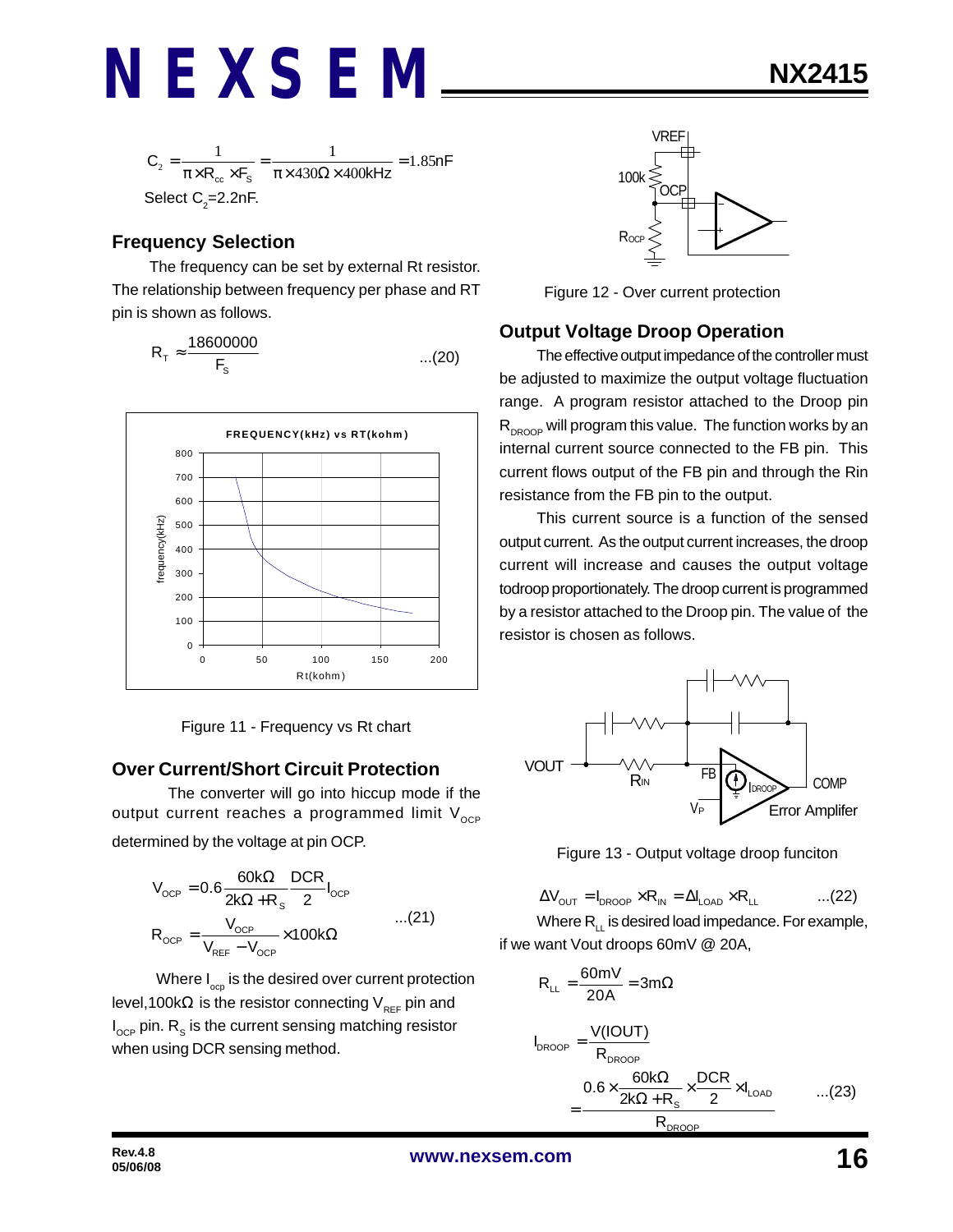$$C_2 = \frac{1}{\pi \times R_{cc} \times F_S} = \frac{1}{\pi \times 430\Omega \times 400kHz} = 1.85nF$$

Select $C_2$=2.2nF.

## Frequency Selection

The frequency can be set by external Rt resistor. The relationship between frequency per phase and RT pin is shown as follows.

$$R_T \approx \frac{18600000}{F_S} \qquad ...(20)$$

Figure 11 - Frequency vs Rt chart

## Over Current/Short Circuit Protection

The converter will go into hiccup mode if the output current reaches a programmed limit $V_{OCP}$ determined by the voltage at pin OCP.

$$V_{OCP} = 0.6\frac{60k\Omega}{2k\Omega + R_S}\frac{DCR}{2}I_{OCP}$$

$$R_{OCP} = \frac{V_{OCP}}{V_{REF} - V_{OCP}} \times 100k\Omega \qquad ...(21)$$

Where $I_{ocp}$ is the desired over current protection level,100kΩ is the resistor connecting $V_{REF}$ pin and $I_{OCP}$ pin. $R_S$ is the current sensing matching resistor when using DCR sensing method.

Figure 12 - Over current protection

## Output Voltage Droop Operation

The effective output impedance of the controller must be adjusted to maximize the output voltage fluctuation range. A program resistor attached to the Droop pin $R_{DROOP}$ will program this value. The function works by an internal current source connected to the FB pin. This current flows output of the FB pin and through the Rin resistance from the FB pin to the output.

This current source is a function of the sensed output current. As the output current increases, the droop current will increase and causes the output voltage todroop proportionately. The droop current is programmed by a resistor attached to the Droop pin. The value of the resistor is chosen as follows.

Figure 13 - Output voltage droop funciton

$$\Delta V_{OUT} = I_{DROOP} \times R_{IN} = \Delta I_{LOAD} \times R_{LL} \qquad ...(22)$$

Where $R_{LL}$ is desired load impedance. For example, if we want Vout droops 60mV @ 20A,

$$R_{LL} = \frac{60mV}{20A} = 3m\Omega$$

$$I_{DROOP} = \frac{V(IOUT)}{R_{DROOP}}$$

$$= \frac{0.6 \times \frac{60k\Omega}{2k\Omega + R_S} \times \frac{DCR}{2} \times I_{LOAD}}{R_{DROOP}} \qquad ...(23)$$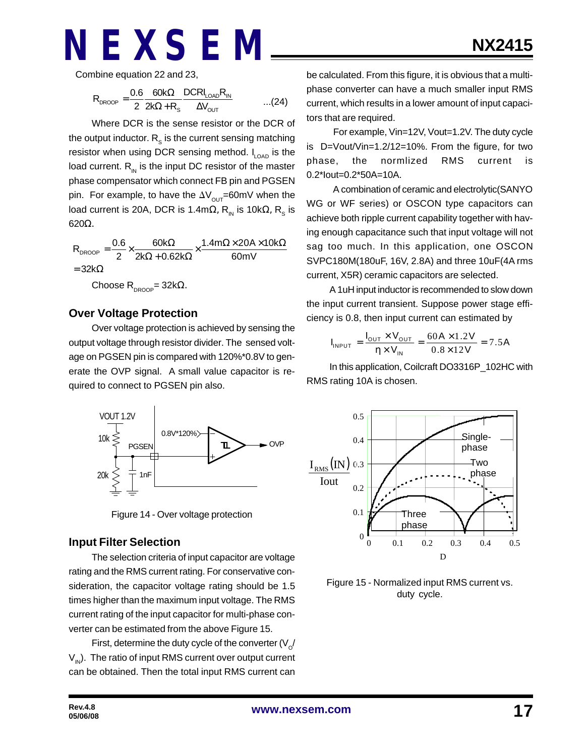Combine equation 22 and 23,

$$R_{DROOP} = \frac{0.6}{2} \frac{60k\Omega}{2k\Omega + R_S} \frac{DCRI_{LOAD}R_{IN}}{\Delta V_{OUT}} \qquad ...(24)$$

Where DCR is the sense resistor or the DCR of the output inductor. $R_S$ is the current sensing matching resistor when using DCR sensing method. $I_{LOAD}$ is the load current. $R_{IN}$ is the input DC resistor of the master phase compensator which connect FB pin and PGSEN pin. For example, to have the $\Delta V_{OUT}$=60mV when the load current is 20A, DCR is 1.4mΩ, $R_{IN}$ is 10kΩ, $R_S$ is 620Ω.

$$R_{DROOP} = \frac{0.6}{2} \times \frac{60k\Omega}{2k\Omega + 0.62k\Omega} \times \frac{1.4m\Omega \times 20A \times 10k\Omega}{60mV}$$

$$= 32k\Omega$$

Choose $R_{DROOP}$= 32kΩ.

### Over Voltage Protection

Over voltage protection is achieved by sensing the output voltage through resistor divider. The sensed voltage on PGSEN pin is compared with 120%*0.8V to generate the OVP signal. A small value capacitor is required to connect to PGSEN pin also.

Figure 14 - Over voltage protection

### Input Filter Selection

The selection criteria of input capacitor are voltage rating and the RMS current rating. For conservative consideration, the capacitor voltage rating should be 1.5 times higher than the maximum input voltage. The RMS current rating of the input capacitor for multi-phase converter can be estimated from the above Figure 15.

First, determine the duty cycle of the converter ($V_O$/ $V_{IN}$). The ratio of input RMS current over output current can be obtained. Then the total input RMS current can be calculated. From this figure, it is obvious that a multiphase converter can have a much smaller input RMS current, which results in a lower amount of input capacitors that are required.

For example, Vin=12V, Vout=1.2V. The duty cycle is D=Vout/Vin=1.2/12=10%. From the figure, for two phase, the normlized RMS current is 0.2*Iout=0.2*50A=10A.

A combination of ceramic and electrolytic(SANYO WG or WF series) or OSCON type capacitors can achieve both ripple current capability together with having enough capacitance such that input voltage will not sag too much. In this application, one OSCON SVPC180M(180uF, 16V, 2.8A) and three 10uF(4A rms current, X5R) ceramic capacitors are selected.

A 1uH input inductor is recommended to slow down the input current transient. Suppose power stage efficiency is 0.8, then input current can estimated by

$$I_{INPUT} = \frac{I_{OUT} \times V_{OUT}}{\eta \times V_{IN}} = \frac{60A \times 1.2V}{0.8 \times 12V} = 7.5A$$

In this application, Coilcraft DO3316P_102HC with RMS rating 10A is chosen.

Figure 15 - Normalized input RMS current vs. duty cycle.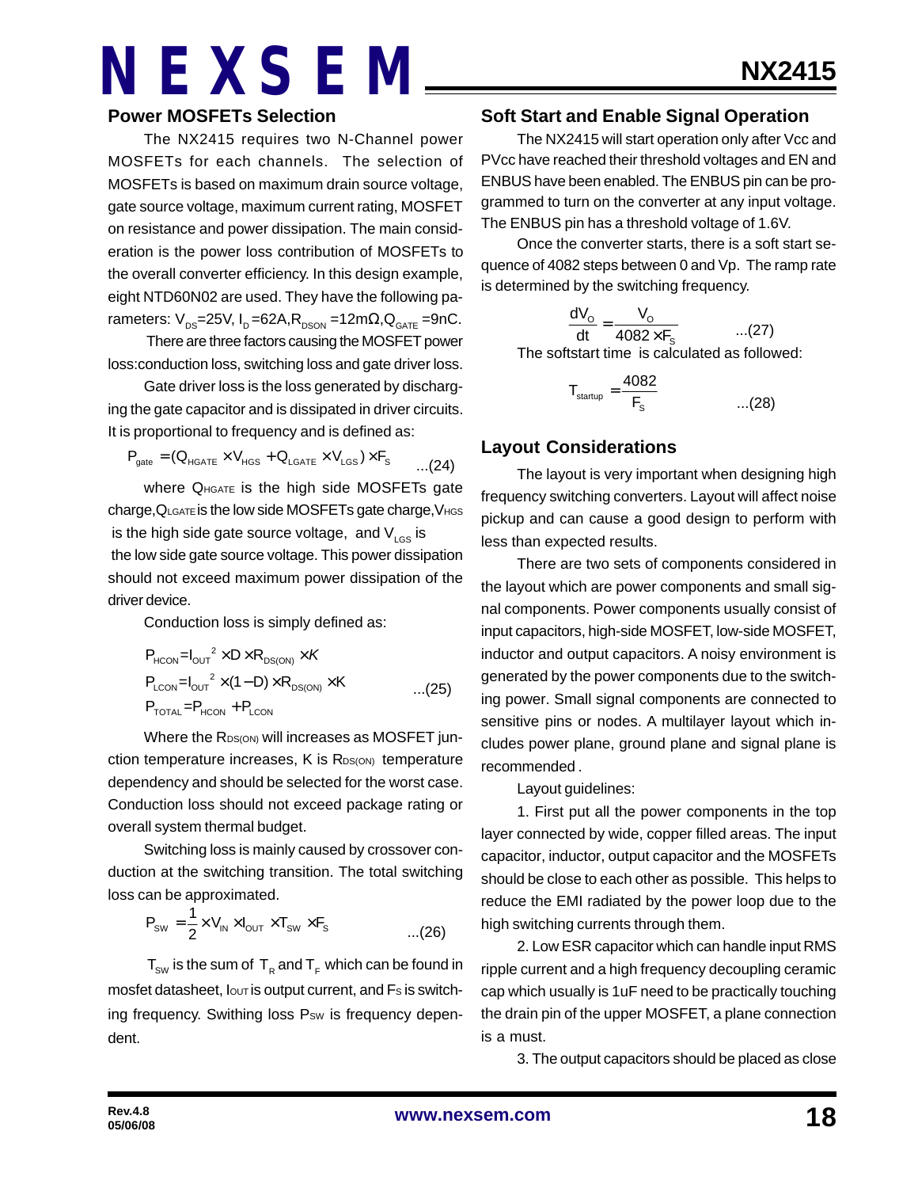## Power MOSFETs Selection

The NX2415 requires two N-Channel power MOSFETs for each channels. The selection of MOSFETs is based on maximum drain source voltage, gate source voltage, maximum current rating, MOSFET on resistance and power dissipation. The main consideration is the power loss contribution of MOSFETs to the overall converter efficiency. In this design example, eight NTD60N02 are used. They have the following parameters: $V_{DS}$=25V, $I_D$=62A,$R_{DSON}$ =12mΩ,$Q_{GATE}$ =9nC.

There are three factors causing the MOSFET power loss:conduction loss, switching loss and gate driver loss.

Gate driver loss is the loss generated by discharging the gate capacitor and is dissipated in driver circuits. It is proportional to frequency and is defined as:

$$P_{gate} = (Q_{HGATE} \times V_{HGS} + Q_{LGATE} \times V_{LGS}) \times F_S \quad ...(24)$$

where $Q_{HGATE}$ is the high side MOSFETs gate charge,$Q_{LGATE}$ is the low side MOSFETs gate charge,$V_{HGS}$ is the high side gate source voltage, and $V_{LGS}$ is the low side gate source voltage. This power dissipation should not exceed maximum power dissipation of the driver device.

Conduction loss is simply defined as:

$$\begin{aligned} P_{HCON} &= I_{OUT}^2 \times D \times R_{DS(ON)} \times K \\ P_{LCON} &= I_{OUT}^2 \times (1-D) \times R_{DS(ON)} \times K \\ P_{TOTAL} &= P_{HCON} + P_{LCON} \end{aligned} \quad ...(25)$$

Where the $R_{DS(ON)}$ will increases as MOSFET junction temperature increases, K is $R_{DS(ON)}$ temperature dependency and should be selected for the worst case. Conduction loss should not exceed package rating or overall system thermal budget.

Switching loss is mainly caused by crossover conduction at the switching transition. The total switching loss can be approximated.

$$P_{SW} = \frac{1}{2} \times V_{IN} \times I_{OUT} \times T_{SW} \times F_S \quad ...(26)$$

$T_{SW}$ is the sum of $T_R$ and $T_F$ which can be found in mosfet datasheet, $I_{OUT}$ is output current, and $F_S$ is switching frequency. Swithing loss $P_{SW}$ is frequency dependent.

## Soft Start and Enable Signal Operation

The NX2415 will start operation only after Vcc and PVcc have reached their threshold voltages and EN and ENBUS have been enabled. The ENBUS pin can be programmed to turn on the converter at any input voltage. The ENBUS pin has a threshold voltage of 1.6V.

Once the converter starts, there is a soft start sequence of 4082 steps between 0 and Vp. The ramp rate is determined by the switching frequency.

$$\frac{dV_O}{dt} = \frac{V_O}{4082 \times F_S} \quad ...(27)$$

The softstart time is calculated as followed:

$$T_{startup} = \frac{4082}{F_S} \quad ...(28)$$

## Layout Considerations

The layout is very important when designing high frequency switching converters. Layout will affect noise pickup and can cause a good design to perform with less than expected results.

There are two sets of components considered in the layout which are power components and small signal components. Power components usually consist of input capacitors, high-side MOSFET, low-side MOSFET, inductor and output capacitors. A noisy environment is generated by the power components due to the switching power. Small signal components are connected to sensitive pins or nodes. A multilayer layout which includes power plane, ground plane and signal plane is recommended .

Layout guidelines:

1. First put all the power components in the top layer connected by wide, copper filled areas. The input capacitor, inductor, output capacitor and the MOSFETs should be close to each other as possible. This helps to reduce the EMI radiated by the power loop due to the high switching currents through them.

2. Low ESR capacitor which can handle input RMS ripple current and a high frequency decoupling ceramic cap which usually is 1uF need to be practically touching the drain pin of the upper MOSFET, a plane connection is a must.

3. The output capacitors should be placed as close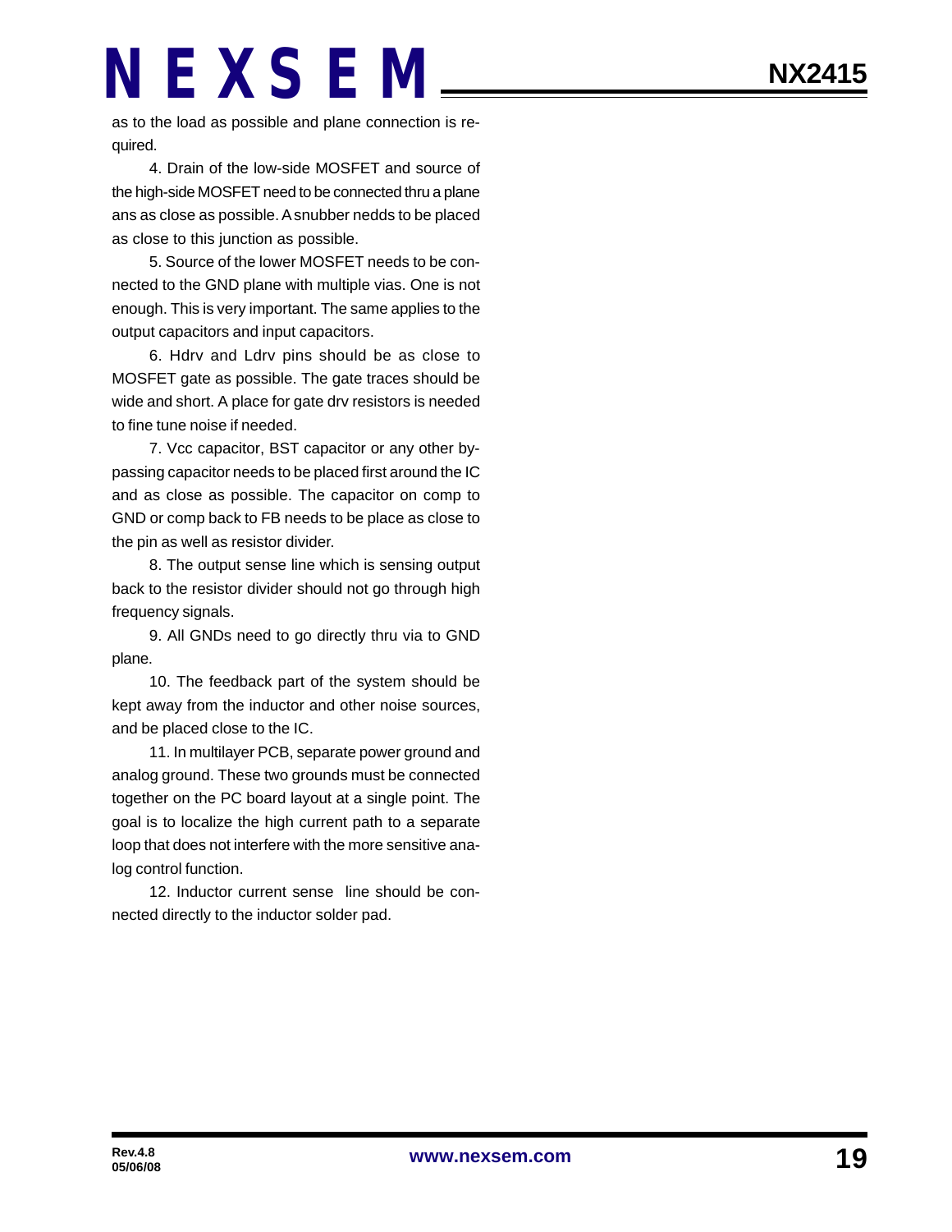as to the load as possible and plane connection is required.

4. Drain of the low-side MOSFET and source of the high-side MOSFET need to be connected thru a plane ans as close as possible. A snubber nedds to be placed as close to this junction as possible.

5. Source of the lower MOSFET needs to be connected to the GND plane with multiple vias. One is not enough. This is very important. The same applies to the output capacitors and input capacitors.

6. Hdrv and Ldrv pins should be as close to MOSFET gate as possible. The gate traces should be wide and short. A place for gate drv resistors is needed to fine tune noise if needed.

7. Vcc capacitor, BST capacitor or any other bypassing capacitor needs to be placed first around the IC and as close as possible. The capacitor on comp to GND or comp back to FB needs to be place as close to the pin as well as resistor divider.

8. The output sense line which is sensing output back to the resistor divider should not go through high frequency signals.

9. All GNDs need to go directly thru via to GND plane.

10. The feedback part of the system should be kept away from the inductor and other noise sources, and be placed close to the IC.

11. In multilayer PCB, separate power ground and analog ground. These two grounds must be connected together on the PC board layout at a single point. The goal is to localize the high current path to a separate loop that does not interfere with the more sensitive analog control function.

12. Inductor current sense line should be connected directly to the inductor solder pad.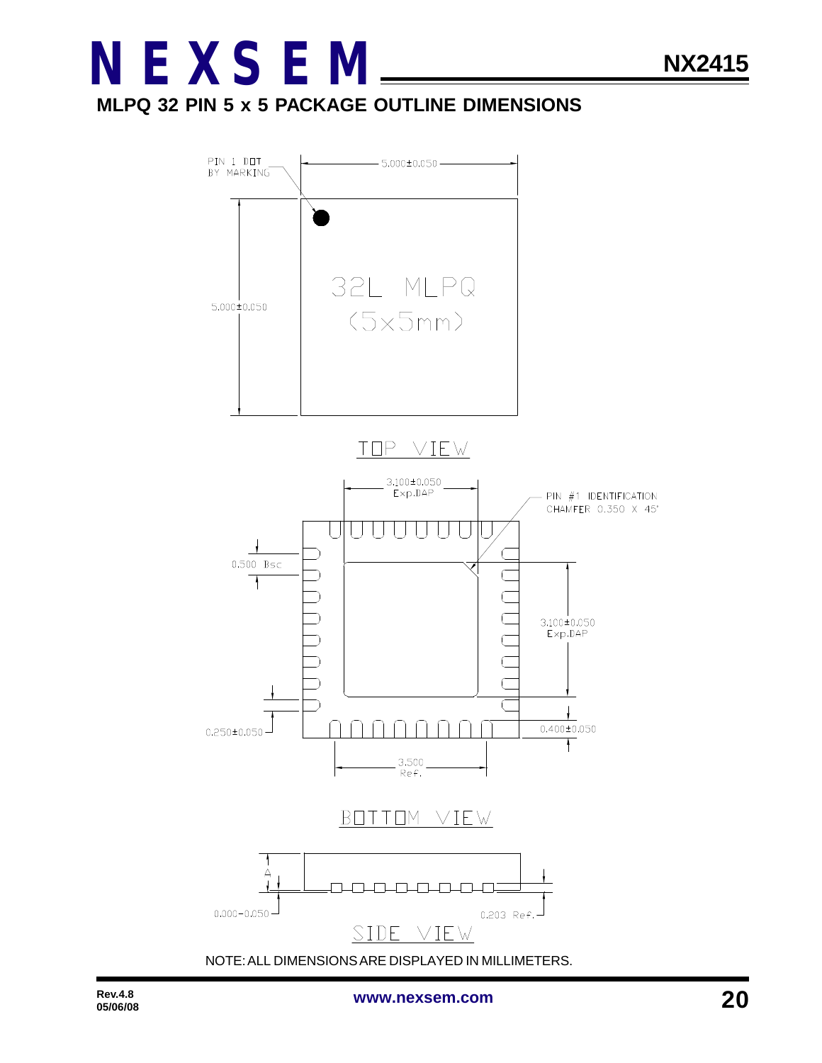## MLPQ 32 PIN 5 x 5 PACKAGE OUTLINE DIMENSIONS

PIN 1 DOT BY MARKING

5.000±0.050

5.000±0.050

32L MLPQ (5x5mm)

TOP VIEW

3.100±0.050 Exp.DAP

PIN #1 IDENTIFICATION CHAMFER 0.350 X 45°

0.500 Bsc

3.100±0.050 Exp.DAP

0.250±0.050

0.400±0.050

3.500 Ref.

BOTTOM VIEW

A

0.000-0.050

0.203 Ref.

SIDE VIEW

NOTE: ALL DIMENSIONS ARE DISPLAYED IN MILLIMETERS.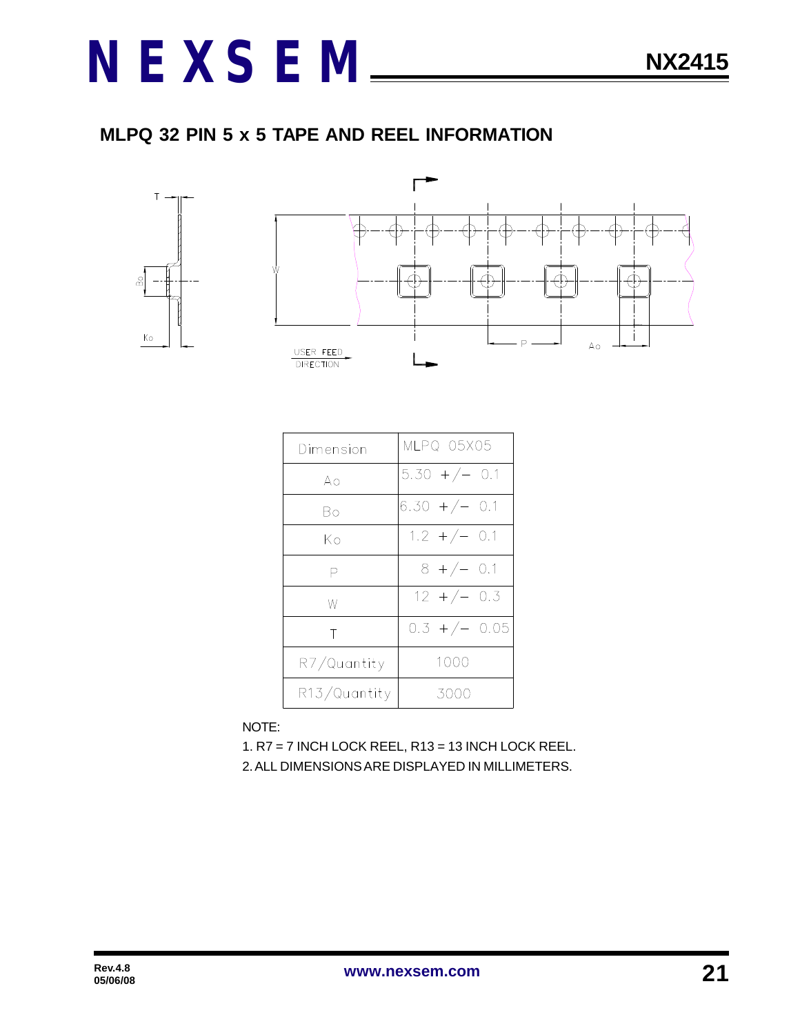## MLPQ 32 PIN 5 x 5 TAPE AND REEL INFORMATION

| Dimension | MLPQ 05X05 |
|---|---|
| Ao | 5.30 +/- 0.1 |
| Bo | 6.30 +/- 0.1 |
| Ko | 1.2 +/- 0.1 |
| P | 8 +/- 0.1 |
| W | 12 +/- 0.3 |
| T | 0.3 +/- 0.05 |
| R7/Quantity | 1000 |
| R13/Quantity | 3000 |

NOTE:

1. R7 = 7 INCH LOCK REEL, R13 = 13 INCH LOCK REEL.
2. ALL DIMENSIONS ARE DISPLAYED IN MILLIMETERS.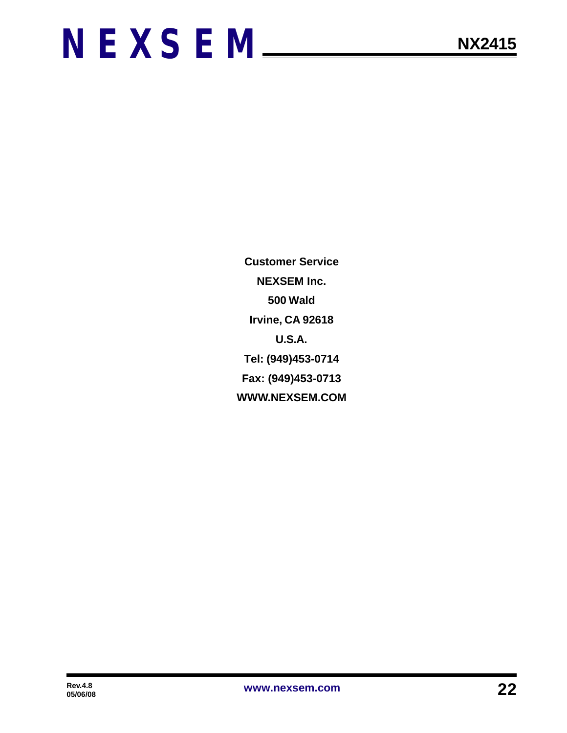**Customer Service**

**NEXSEM Inc.**

**500 Wald**

**Irvine, CA 92618**

**U.S.A.**

**Tel: (949)453-0714**

**Fax: (949)453-0713**

**WWW.NEXSEM.COM**